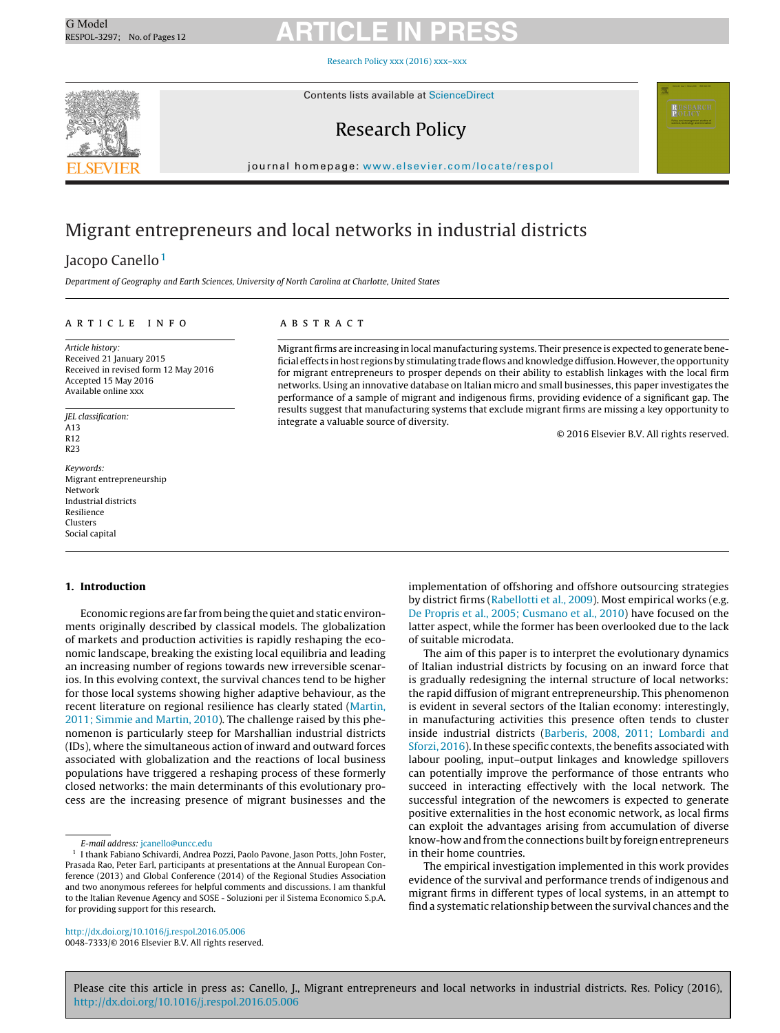# Migrant entrepreneurs and local networks in industrial districts

Jacopo Canello[1]

*Department of Geography and Earth Sciences, University of North Carolina at Charlotte, United States*

**ARTICLE INFO**

*Article history:*
Received 21 January 2015
Received in revised form 12 May 2016
Accepted 15 May 2016
Available online xxx

*JEL classification:*
A13
R12
R23

*Keywords:*
Migrant entrepreneurship
Network
Industrial districts
Resilience
Clusters
Social capital

**ABSTRACT**

Migrant firms are increasing in local manufacturing systems. Their presence is expected to generate beneficial effects in host regions by stimulating trade flows and knowledge diffusion. However, the opportunity for migrant entrepreneurs to prosper depends on their ability to establish linkages with the local firm networks. Using an innovative database on Italian micro and small businesses, this paper investigates the performance of a sample of migrant and indigenous firms, providing evidence of a significant gap. The results suggest that manufacturing systems that exclude migrant firms are missing a key opportunity to integrate a valuable source of diversity.

© 2016 Elsevier B.V. All rights reserved.

## 1. Introduction

Economic regions are far from being the quiet and static environments originally described by classical models. The globalization of markets and production activities is rapidly reshaping the economic landscape, breaking the existing local equilibria and leading an increasing number of regions towards new irreversible scenarios. In this evolving context, the survival chances tend to be higher for those local systems showing higher adaptive behaviour, as the recent literature on regional resilience has clearly stated (Martin, 2011; Simmie and Martin, 2010). The challenge raised by this phenomenon is particularly steep for Marshallian industrial districts (IDs), where the simultaneous action of inward and outward forces associated with globalization and the reactions of local business populations have triggered a reshaping process of these formerly closed networks: the main determinants of this evolutionary process are the increasing presence of migrant businesses and the implementation of offshoring and offshore outsourcing strategies by district firms (Rabellotti et al., 2009). Most empirical works (e.g. De Propris et al., 2005; Cusmano et al., 2010) have focused on the latter aspect, while the former has been overlooked due to the lack of suitable microdata.

The aim of this paper is to interpret the evolutionary dynamics of Italian industrial districts by focusing on an inward force that is gradually redesigning the internal structure of local networks: the rapid diffusion of migrant entrepreneurship. This phenomenon is evident in several sectors of the Italian economy: interestingly, in manufacturing activities this presence often tends to cluster inside industrial districts (Barberis, 2008, 2011; Lombardi and Sforzi, 2016). In these specific contexts, the benefits associated with labour pooling, input–output linkages and knowledge spillovers can potentially improve the performance of those entrants who succeed in interacting effectively with the local network. The successful integration of the newcomers is expected to generate positive externalities in the host economic network, as local firms can exploit the advantages arising from accumulation of diverse know-how and from the connections built by foreign entrepreneurs in their home countries.

The empirical investigation implemented in this work provides evidence of the survival and performance trends of indigenous and migrant firms in different types of local systems, in an attempt to find a systematic relationship between the survival chances and the

E-mail address: jcanello@uncc.edu

[1] I thank Fabiano Schivardi, Andrea Pozzi, Paolo Pavone, Jason Potts, John Foster, Prasada Rao, Peter Earl, participants at presentations at the Annual European Conference (2013) and Global Conference (2014) of the Regional Studies Association and two anonymous referees for helpful comments and discussions. I am thankful to the Italian Revenue Agency and SOSE - Soluzioni per il Sistema Economico S.p.A. for providing support for this research.

http://dx.doi.org/10.1016/j.respol.2016.05.006
0048-7333/© 2016 Elsevier B.V. All rights reserved.

Please cite this article in press as: Canello, J., Migrant entrepreneurs and local networks in industrial districts. Res. Policy (2016), http://dx.doi.org/10.1016/j.respol.2016.05.006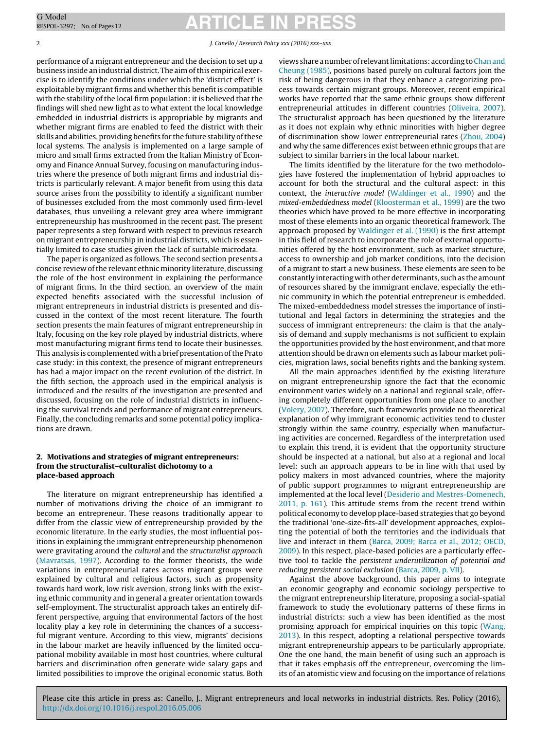performance of a migrant entrepreneur and the decision to set up a business inside an industrial district. The aim of this empirical exercise is to identify the conditions under which the 'district effect' is exploitable by migrant firms and whether this benefit is compatible with the stability of the local firm population: it is believed that the findings will shed new light as to what extent the local knowledge embedded in industrial districts is appropriable by migrants and whether migrant firms are enabled to feed the district with their skills and abilities, providing benefits for the future stability of these local systems. The analysis is implemented on a large sample of micro and small firms extracted from the Italian Ministry of Economy and Finance Annual Survey, focusing on manufacturing industries where the presence of both migrant firms and industrial districts is particularly relevant. A major benefit from using this data source arises from the possibility to identify a significant number of businesses excluded from the most commonly used firm-level databases, thus unveiling a relevant grey area where immigrant entrepreneurship has mushroomed in the recent past. The present paper represents a step forward with respect to previous research on migrant entrepreneurship in industrial districts, which is essentially limited to case studies given the lack of suitable microdata.

The paper is organized as follows. The second section presents a concise review of the relevant ethnic minority literature, discussing the role of the host environment in explaining the performance of migrant firms. In the third section, an overview of the main expected benefits associated with the successful inclusion of migrant entrepreneurs in industrial districts is presented and discussed in the context of the most recent literature. The fourth section presents the main features of migrant entrepreneurship in Italy, focusing on the key role played by industrial districts, where most manufacturing migrant firms tend to locate their businesses. This analysis is complemented with a brief presentation of the Prato case study: in this context, the presence of migrant entrepreneurs has had a major impact on the recent evolution of the district. In the fifth section, the approach used in the empirical analysis is introduced and the results of the investigation are presented and discussed, focusing on the role of industrial districts in influencing the survival trends and performance of migrant entrepreneurs. Finally, the concluding remarks and some potential policy implications are drawn.

## 2. Motivations and strategies of migrant entrepreneurs: from the structuralist–culturalist dichotomy to a place-based approach

The literature on migrant entrepreneurship has identified a number of motivations driving the choice of an immigrant to become an entrepreneur. These reasons traditionally appear to differ from the classic view of entrepreneurship provided by the economic literature. In the early studies, the most influential positions in explaining the immigrant entrepreneurship phenomenon were gravitating around the *cultural* and the *structuralist approach* (Mavratsas, 1997). According to the former theorists, the wide variations in entrepreneurial rates across migrant groups were explained by cultural and religious factors, such as propensity towards hard work, low risk aversion, strong links with the existing ethnic community and in general a greater orientation towards self-employment. The structuralist approach takes an entirely different perspective, arguing that environmental factors of the host locality play a key role in determining the chances of a successful migrant venture. According to this view, migrants' decisions in the labour market are heavily influenced by the limited occupational mobility available in most host countries, where cultural barriers and discrimination often generate wide salary gaps and limited possibilities to improve the original economic status. Both views share a number of relevant limitations: according to Chan and Cheung (1985), positions based purely on cultural factors join the risk of being dangerous in that they enhance a categorizing process towards certain migrant groups. Moreover, recent empirical works have reported that the same ethnic groups show different entrepreneurial attitudes in different countries (Oliveira, 2007). The structuralist approach has been questioned by the literature as it does not explain why ethnic minorities with higher degree of discrimination show lower entrepreneurial rates (Zhou, 2004) and why the same differences exist between ethnic groups that are subject to similar barriers in the local labour market.

The limits identified by the literature for the two methodologies have fostered the implementation of hybrid approaches to account for both the structural and the cultural aspect: in this context, the *interactive model* (Waldinger et al., 1990) and the *mixed-embeddedness model* (Kloosterman et al., 1999) are the two theories which have proved to be more effective in incorporating most of these elements into an organic theoretical framework. The approach proposed by Waldinger et al. (1990) is the first attempt in this field of research to incorporate the role of external opportunities offered by the host environment, such as market structure, access to ownership and job market conditions, into the decision of a migrant to start a new business. These elements are seen to be constantly interacting with other determinants, such as the amount of resources shared by the immigrant enclave, especially the ethnic community in which the potential entrepreneur is embedded. The mixed-embeddedness model stresses the importance of institutional and legal factors in determining the strategies and the success of immigrant entrepreneurs: the claim is that the analysis of demand and supply mechanisms is not sufficient to explain the opportunities provided by the host environment, and that more attention should be drawn on elements such as labour market policies, migration laws, social benefits rights and the banking system.

All the main approaches identified by the existing literature on migrant entrepreneurship ignore the fact that the economic environment varies widely on a national and regional scale, offering completely different opportunities from one place to another (Volery, 2007). Therefore, such frameworks provide no theoretical explanation of why immigrant economic activities tend to cluster strongly within the same country, especially when manufacturing activities are concerned. Regardless of the interpretation used to explain this trend, it is evident that the opportunity structure should be inspected at a national, but also at a regional and local level: such an approach appears to be in line with that used by policy makers in most advanced countries, where the majority of public support programmes to migrant entrepreneurship are implemented at the local level (Desiderio and Mestres-Domenech, 2011, p. 161). This attitude stems from the recent trend within political economy to develop place-based strategies that go beyond the traditional 'one-size-fits-all' development approaches, exploiting the potential of both the territories and the individuals that live and interact in them (Barca, 2009; Barca et al., 2012; OECD, 2009). In this respect, place-based policies are a particularly effective tool to tackle the *persistent underutilization of potential and reducing persistent social exclusion* (Barca, 2009, p. VII).

Against the above background, this paper aims to integrate an economic geography and economic sociology perspective to the migrant entrepreneurship literature, proposing a social-spatial framework to study the evolutionary patterns of these firms in industrial districts: such a view has been identified as the most promising approach for empirical inquiries on this topic (Wang, 2013). In this respect, adopting a relational perspective towards migrant entrepreneurship appears to be particularly appropriate. One the one hand, the main benefit of using such an approach is that it takes emphasis off the entrepreneur, overcoming the limits of an atomistic view and focusing on the importance of relations

Please cite this article in press as: Canello, J., Migrant entrepreneurs and local networks in industrial districts. Res. Policy (2016), http://dx.doi.org/10.1016/j.respol.2016.05.006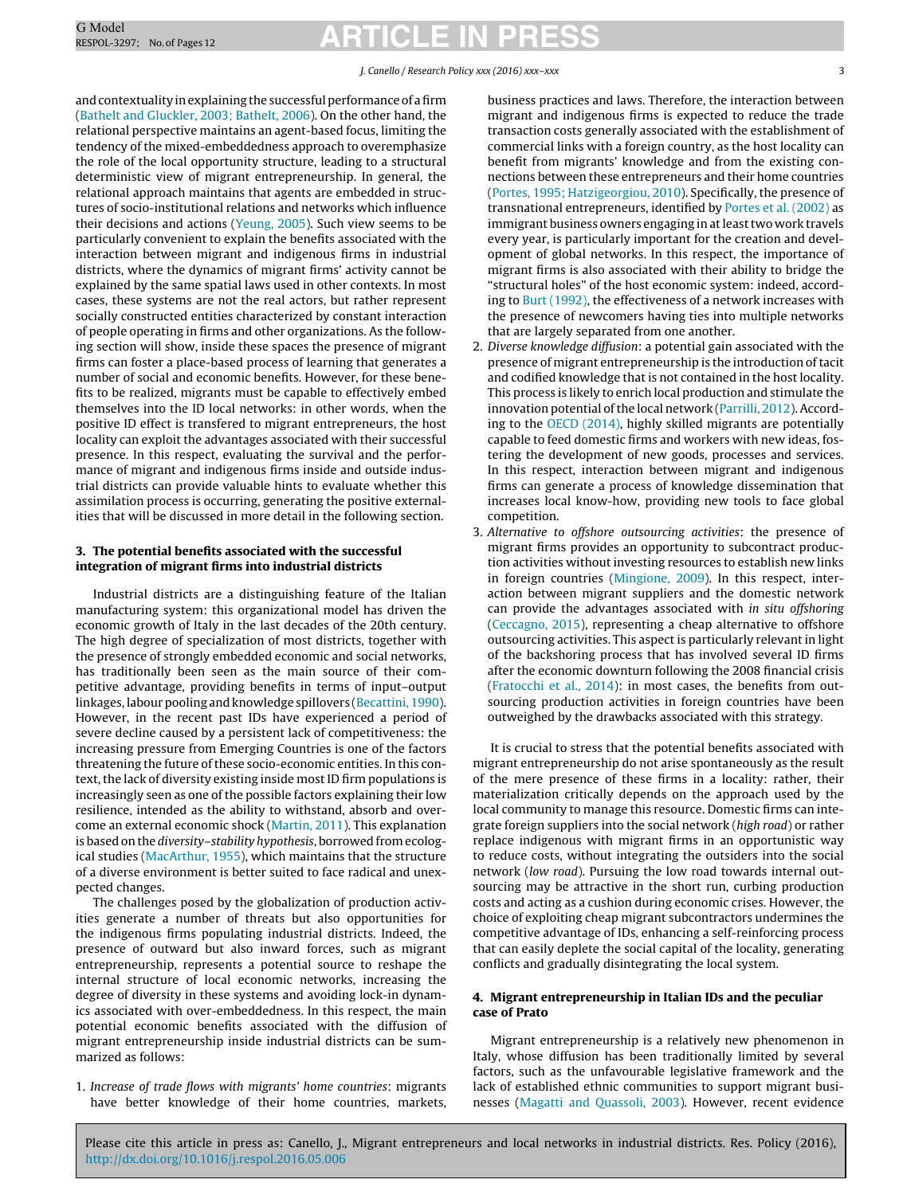and contextuality in explaining the successful performance of a firm (Bathelt and Gluckler, 2003; Bathelt, 2006). On the other hand, the relational perspective maintains an agent-based focus, limiting the tendency of the mixed-embeddedness approach to overemphasize the role of the local opportunity structure, leading to a structural deterministic view of migrant entrepreneurship. In general, the relational approach maintains that agents are embedded in structures of socio-institutional relations and networks which influence their decisions and actions (Yeung, 2005). Such view seems to be particularly convenient to explain the benefits associated with the interaction between migrant and indigenous firms in industrial districts, where the dynamics of migrant firms' activity cannot be explained by the same spatial laws used in other contexts. In most cases, these systems are not the real actors, but rather represent socially constructed entities characterized by constant interaction of people operating in firms and other organizations. As the following section will show, inside these spaces the presence of migrant firms can foster a place-based process of learning that generates a number of social and economic benefits. However, for these benefits to be realized, migrants must be capable to effectively embed themselves into the ID local networks: in other words, when the positive ID effect is transfered to migrant entrepreneurs, the host locality can exploit the advantages associated with their successful presence. In this respect, evaluating the survival and the performance of migrant and indigenous firms inside and outside industrial districts can provide valuable hints to evaluate whether this assimilation process is occurring, generating the positive externalities that will be discussed in more detail in the following section.

## 3. The potential benefits associated with the successful integration of migrant firms into industrial districts

Industrial districts are a distinguishing feature of the Italian manufacturing system: this organizational model has driven the economic growth of Italy in the last decades of the 20th century. The high degree of specialization of most districts, together with the presence of strongly embedded economic and social networks, has traditionally been seen as the main source of their competitive advantage, providing benefits in terms of input–output linkages, labour pooling and knowledge spillovers (Becattini, 1990). However, in the recent past IDs have experienced a period of severe decline caused by a persistent lack of competitiveness: the increasing pressure from Emerging Countries is one of the factors threatening the future of these socio-economic entities. In this context, the lack of diversity existing inside most ID firm populations is increasingly seen as one of the possible factors explaining their low resilience, intended as the ability to withstand, absorb and overcome an external economic shock (Martin, 2011). This explanation is based on the *diversity–stability hypothesis*, borrowed from ecological studies (MacArthur, 1955), which maintains that the structure of a diverse environment is better suited to face radical and unexpected changes.

The challenges posed by the globalization of production activities generate a number of threats but also opportunities for the indigenous firms populating industrial districts. Indeed, the presence of outward but also inward forces, such as migrant entrepreneurship, represents a potential source to reshape the internal structure of local economic networks, increasing the degree of diversity in these systems and avoiding lock-in dynamics associated with over-embeddedness. In this respect, the main potential economic benefits associated with the diffusion of migrant entrepreneurship inside industrial districts can be summarized as follows:

1. *Increase of trade flows with migrants' home countries*: migrants have better knowledge of their home countries, markets, business practices and laws. Therefore, the interaction between migrant and indigenous firms is expected to reduce the trade transaction costs generally associated with the establishment of commercial links with a foreign country, as the host locality can benefit from migrants' knowledge and from the existing connections between these entrepreneurs and their home countries (Portes, 1995; Hatzigeorgiou, 2010). Specifically, the presence of transnational entrepreneurs, identified by Portes et al. (2002) as immigrant business owners engaging in at least two work travels every year, is particularly important for the creation and development of global networks. In this respect, the importance of migrant firms is also associated with their ability to bridge the "structural holes" of the host economic system: indeed, according to Burt (1992), the effectiveness of a network increases with the presence of newcomers having ties into multiple networks that are largely separated from one another.
2. *Diverse knowledge diffusion*: a potential gain associated with the presence of migrant entrepreneurship is the introduction of tacit and codified knowledge that is not contained in the host locality. This process is likely to enrich local production and stimulate the innovation potential of the local network (Parrilli, 2012). According to the OECD (2014), highly skilled migrants are potentially capable to feed domestic firms and workers with new ideas, fostering the development of new goods, processes and services. In this respect, interaction between migrant and indigenous firms can generate a process of knowledge dissemination that increases local know-how, providing new tools to face global competition.
3. *Alternative to offshore outsourcing activities*: the presence of migrant firms provides an opportunity to subcontract production activities without investing resources to establish new links in foreign countries (Mingione, 2009). In this respect, interaction between migrant suppliers and the domestic network can provide the advantages associated with *in situ offshoring* (Ceccagno, 2015), representing a cheap alternative to offshore outsourcing activities. This aspect is particularly relevant in light of the backshoring process that has involved several ID firms after the economic downturn following the 2008 financial crisis (Fratocchi et al., 2014): in most cases, the benefits from outsourcing production activities in foreign countries have been outweighed by the drawbacks associated with this strategy.

It is crucial to stress that the potential benefits associated with migrant entrepreneurship do not arise spontaneously as the result of the mere presence of these firms in a locality: rather, their materialization critically depends on the approach used by the local community to manage this resource. Domestic firms can integrate foreign suppliers into the social network (*high road*) or rather replace indigenous with migrant firms in an opportunistic way to reduce costs, without integrating the outsiders into the social network (*low road*). Pursuing the low road towards internal outsourcing may be attractive in the short run, curbing production costs and acting as a cushion during economic crises. However, the choice of exploiting cheap migrant subcontractors undermines the competitive advantage of IDs, enhancing a self-reinforcing process that can easily deplete the social capital of the locality, generating conflicts and gradually disintegrating the local system.

## 4. Migrant entrepreneurship in Italian IDs and the peculiar case of Prato

Migrant entrepreneurship is a relatively new phenomenon in Italy, whose diffusion has been traditionally limited by several factors, such as the unfavourable legislative framework and the lack of established ethnic communities to support migrant businesses (Magatti and Quassoli, 2003). However, recent evidence

Please cite this article in press as: Canello, J., Migrant entrepreneurs and local networks in industrial districts. Res. Policy (2016), http://dx.doi.org/10.1016/j.respol.2016.05.006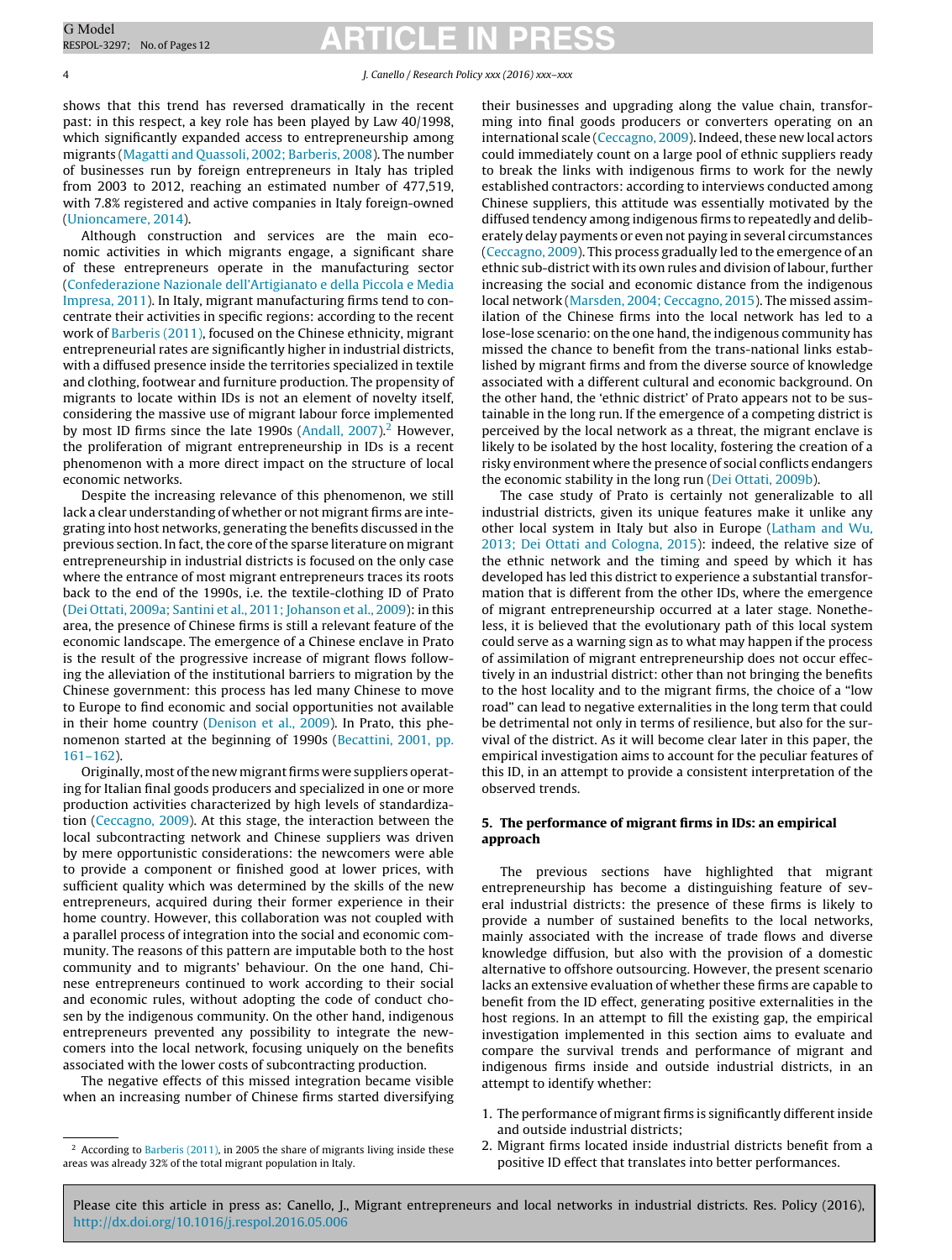shows that this trend has reversed dramatically in the recent past: in this respect, a key role has been played by Law 40/1998, which significantly expanded access to entrepreneurship among migrants (Magatti and Quassoli, 2002; Barberis, 2008). The number of businesses run by foreign entrepreneurs in Italy has tripled from 2003 to 2012, reaching an estimated number of 477,519, with 7.8% registered and active companies in Italy foreign-owned (Unioncamere, 2014).

Although construction and services are the main economic activities in which migrants engage, a significant share of these entrepreneurs operate in the manufacturing sector (Confederazione Nazionale dell'Artigianato e della Piccola e Media Impresa, 2011). In Italy, migrant manufacturing firms tend to concentrate their activities in specific regions: according to the recent work of Barberis (2011), focused on the Chinese ethnicity, migrant entrepreneurial rates are significantly higher in industrial districts, with a diffused presence inside the territories specialized in textile and clothing, footwear and furniture production. The propensity of migrants to locate within IDs is not an element of novelty itself, considering the massive use of migrant labour force implemented by most ID firms since the late 1990s (Andall, 2007).[2] However, the proliferation of migrant entrepreneurship in IDs is a recent phenomenon with a more direct impact on the structure of local economic networks.

Despite the increasing relevance of this phenomenon, we still lack a clear understanding of whether or not migrant firms are integrating into host networks, generating the benefits discussed in the previous section. In fact, the core of the sparse literature on migrant entrepreneurship in industrial districts is focused on the only case where the entrance of most migrant entrepreneurs traces its roots back to the end of the 1990s, i.e. the textile-clothing ID of Prato (Dei Ottati, 2009a; Santini et al., 2011; Johanson et al., 2009): in this area, the presence of Chinese firms is still a relevant feature of the economic landscape. The emergence of a Chinese enclave in Prato is the result of the progressive increase of migrant flows following the alleviation of the institutional barriers to migration by the Chinese government: this process has led many Chinese to move to Europe to find economic and social opportunities not available in their home country (Denison et al., 2009). In Prato, this phenomenon started at the beginning of 1990s (Becattini, 2001, pp. 161–162).

Originally, most of the new migrant firms were suppliers operating for Italian final goods producers and specialized in one or more production activities characterized by high levels of standardization (Ceccagno, 2009). At this stage, the interaction between the local subcontracting network and Chinese suppliers was driven by mere opportunistic considerations: the newcomers were able to provide a component or finished good at lower prices, with sufficient quality which was determined by the skills of the new entrepreneurs, acquired during their former experience in their home country. However, this collaboration was not coupled with a parallel process of integration into the social and economic community. The reasons of this pattern are imputable both to the host community and to migrants' behaviour. On the one hand, Chinese entrepreneurs continued to work according to their social and economic rules, without adopting the code of conduct chosen by the indigenous community. On the other hand, indigenous entrepreneurs prevented any possibility to integrate the newcomers into the local network, focusing uniquely on the benefits associated with the lower costs of subcontracting production.

The negative effects of this missed integration became visible when an increasing number of Chinese firms started diversifying their businesses and upgrading along the value chain, transforming into final goods producers or converters operating on an international scale (Ceccagno, 2009). Indeed, these new local actors could immediately count on a large pool of ethnic suppliers ready to break the links with indigenous firms to work for the newly established contractors: according to interviews conducted among Chinese suppliers, this attitude was essentially motivated by the diffused tendency among indigenous firms to repeatedly and deliberately delay payments or even not paying in several circumstances (Ceccagno, 2009). This process gradually led to the emergence of an ethnic sub-district with its own rules and division of labour, further increasing the social and economic distance from the indigenous local network (Marsden, 2004; Ceccagno, 2015). The missed assimilation of the Chinese firms into the local network has led to a lose-lose scenario: on the one hand, the indigenous community has missed the chance to benefit from the trans-national links established by migrant firms and from the diverse source of knowledge associated with a different cultural and economic background. On the other hand, the 'ethnic district' of Prato appears not to be sustainable in the long run. If the emergence of a competing district is perceived by the local network as a threat, the migrant enclave is likely to be isolated by the host locality, fostering the creation of a risky environment where the presence of social conflicts endangers the economic stability in the long run (Dei Ottati, 2009b).

The case study of Prato is certainly not generalizable to all industrial districts, given its unique features make it unlike any other local system in Italy but also in Europe (Latham and Wu, 2013; Dei Ottati and Cologna, 2015): indeed, the relative size of the ethnic network and the timing and speed by which it has developed has led this district to experience a substantial transformation that is different from the other IDs, where the emergence of migrant entrepreneurship occurred at a later stage. Nonetheless, it is believed that the evolutionary path of this local system could serve as a warning sign as to what may happen if the process of assimilation of migrant entrepreneurship does not occur effectively in an industrial district: other than not bringing the benefits to the host locality and to the migrant firms, the choice of a "low road" can lead to negative externalities in the long term that could be detrimental not only in terms of resilience, but also for the survival of the district. As it will become clear later in this paper, the empirical investigation aims to account for the peculiar features of this ID, in an attempt to provide a consistent interpretation of the observed trends.

## 5. The performance of migrant firms in IDs: an empirical approach

The previous sections have highlighted that migrant entrepreneurship has become a distinguishing feature of several industrial districts: the presence of these firms is likely to provide a number of sustained benefits to the local networks, mainly associated with the increase of trade flows and diverse knowledge diffusion, but also with the provision of a domestic alternative to offshore outsourcing. However, the present scenario lacks an extensive evaluation of whether these firms are capable to benefit from the ID effect, generating positive externalities in the host regions. In an attempt to fill the existing gap, the empirical investigation implemented in this section aims to evaluate and compare the survival trends and performance of migrant and indigenous firms inside and outside industrial districts, in an attempt to identify whether:

1. The performance of migrant firms is significantly different inside and outside industrial districts;
2. Migrant firms located inside industrial districts benefit from a positive ID effect that translates into better performances.

[2] According to Barberis (2011), in 2005 the share of migrants living inside these areas was already 32% of the total migrant population in Italy.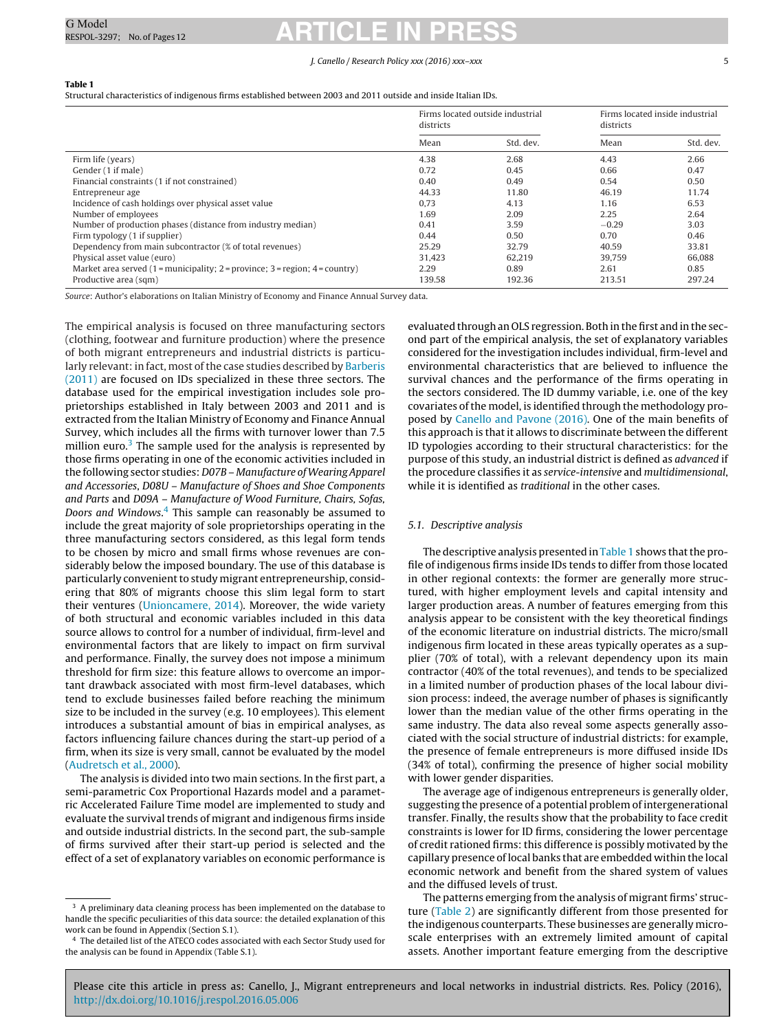**Table 1**
Structural characteristics of indigenous firms established between 2003 and 2011 outside and inside Italian IDs.

| | Firms located outside industrial districts | | Firms located inside industrial districts | |
|---|---|---|---|---|
| | Mean | Std. dev. | Mean | Std. dev. |
| Firm life (years) | 4.38 | 2.68 | 4.43 | 2.66 |
| Gender (1 if male) | 0.72 | 0.45 | 0.66 | 0.47 |
| Financial constraints (1 if not constrained) | 0.40 | 0.49 | 0.54 | 0.50 |
| Entrepreneur age | 44.33 | 11.80 | 46.19 | 11.74 |
| Incidence of cash holdings over physical asset value | 0,73 | 4.13 | 1.16 | 6.53 |
| Number of employees | 1.69 | 2.09 | 2.25 | 2.64 |
| Number of production phases (distance from industry median) | 0.41 | 3.59 | −0.29 | 3.03 |
| Firm typology (1 if supplier) | 0.44 | 0.50 | 0.70 | 0.46 |
| Dependency from main subcontractor (% of total revenues) | 25.29 | 32.79 | 40.59 | 33.81 |
| Physical asset value (euro) | 31,423 | 62,219 | 39,759 | 66,088 |
| Market area served (1 = municipality; 2 = province; 3 = region; 4 = country) | 2.29 | 0.89 | 2.61 | 0.85 |
| Productive area (sqm) | 139.58 | 192.36 | 213.51 | 297.24 |

Source: Author's elaborations on Italian Ministry of Economy and Finance Annual Survey data.

The empirical analysis is focused on three manufacturing sectors (clothing, footwear and furniture production) where the presence of both migrant entrepreneurs and industrial districts is particularly relevant: in fact, most of the case studies described by Barberis (2011) are focused on IDs specialized in these three sectors. The database used for the empirical investigation includes sole proprietorships established in Italy between 2003 and 2011 and is extracted from the Italian Ministry of Economy and Finance Annual Survey, which includes all the firms with turnover lower than 7.5 million euro.[3] The sample used for the analysis is represented by those firms operating in one of the economic activities included in the following sector studies: *D07B – Manufacture of Wearing Apparel and Accessories*, *D08U – Manufacture of Shoes and Shoe Components and Parts* and *D09A – Manufacture of Wood Furniture, Chairs, Sofas, Doors and Windows*.[4] This sample can reasonably be assumed to include the great majority of sole proprietorships operating in the three manufacturing sectors considered, as this legal form tends to be chosen by micro and small firms whose revenues are considerably below the imposed boundary. The use of this database is particularly convenient to study migrant entrepreneurship, considering that 80% of migrants choose this slim legal form to start their ventures (Unioncamere, 2014). Moreover, the wide variety of both structural and economic variables included in this data source allows to control for a number of individual, firm-level and environmental factors that are likely to impact on firm survival and performance. Finally, the survey does not impose a minimum threshold for firm size: this feature allows to overcome an important drawback associated with most firm-level databases, which tend to exclude businesses failed before reaching the minimum size to be included in the survey (e.g. 10 employees). This element introduces a substantial amount of bias in empirical analyses, as factors influencing failure chances during the start-up period of a firm, when its size is very small, cannot be evaluated by the model (Audretsch et al., 2000).

The analysis is divided into two main sections. In the first part, a semi-parametric Cox Proportional Hazards model and a parametric Accelerated Failure Time model are implemented to study and evaluate the survival trends of migrant and indigenous firms inside and outside industrial districts. In the second part, the sub-sample of firms survived after their start-up period is selected and the effect of a set of explanatory variables on economic performance is evaluated through an OLS regression. Both in the first and in the second part of the empirical analysis, the set of explanatory variables considered for the investigation includes individual, firm-level and environmental characteristics that are believed to influence the survival chances and the performance of the firms operating in the sectors considered. The ID dummy variable, i.e. one of the key covariates of the model, is identified through the methodology proposed by Canello and Pavone (2016). One of the main benefits of this approach is that it allows to discriminate between the different ID typologies according to their structural characteristics: for the purpose of this study, an industrial district is defined as *advanced* if the procedure classifies it as *service-intensive* and *multidimensional*, while it is identified as *traditional* in the other cases.

### 5.1. Descriptive analysis

The descriptive analysis presented in Table 1 shows that the profile of indigenous firms inside IDs tends to differ from those located in other regional contexts: the former are generally more structured, with higher employment levels and capital intensity and larger production areas. A number of features emerging from this analysis appear to be consistent with the key theoretical findings of the economic literature on industrial districts. The micro/small indigenous firm located in these areas typically operates as a supplier (70% of total), with a relevant dependency upon its main contractor (40% of the total revenues), and tends to be specialized in a limited number of production phases of the local labour division process: indeed, the average number of phases is significantly lower than the median value of the other firms operating in the same industry. The data also reveal some aspects generally associated with the social structure of industrial districts: for example, the presence of female entrepreneurs is more diffused inside IDs (34% of total), confirming the presence of higher social mobility with lower gender disparities.

The average age of indigenous entrepreneurs is generally older, suggesting the presence of a potential problem of intergenerational transfer. Finally, the results show that the probability to face credit constraints is lower for ID firms, considering the lower percentage of credit rationed firms: this difference is possibly motivated by the capillary presence of local banks that are embedded within the local economic network and benefit from the shared system of values and the diffused levels of trust.

The patterns emerging from the analysis of migrant firms' structure (Table 2) are significantly different from those presented for the indigenous counterparts. These businesses are generally micro-scale enterprises with an extremely limited amount of capital assets. Another important feature emerging from the descriptive

[3] A preliminary data cleaning process has been implemented on the database to handle the specific peculiarities of this data source: the detailed explanation of this work can be found in Appendix (Section S.1).

[4] The detailed list of the ATECO codes associated with each Sector Study used for the analysis can be found in Appendix (Table S.1).

Please cite this article in press as: Canello, J., Migrant entrepreneurs and local networks in industrial districts. Res. Policy (2016), http://dx.doi.org/10.1016/j.respol.2016.05.006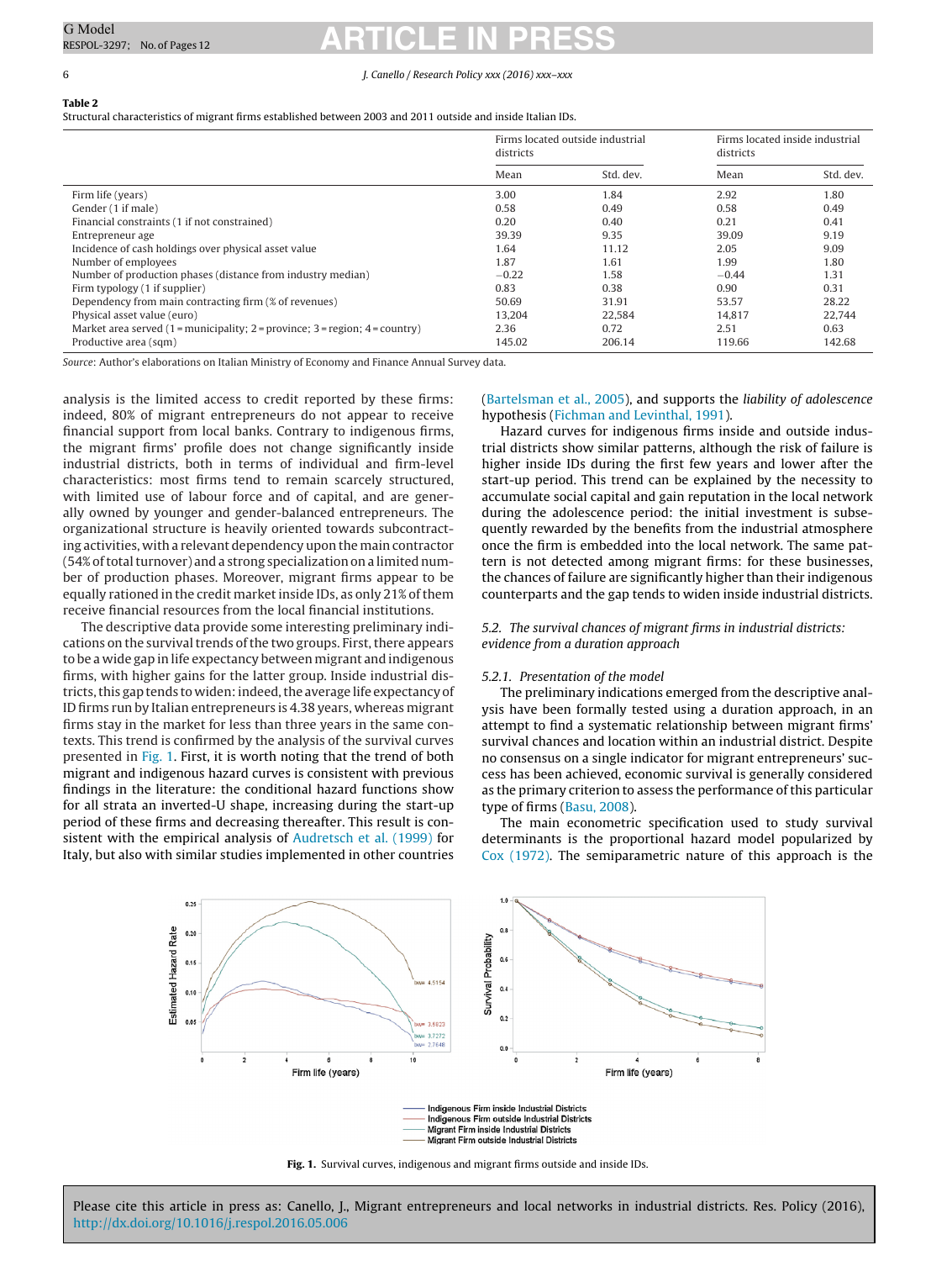**Table 2**
Structural characteristics of migrant firms established between 2003 and 2011 outside and inside Italian IDs.

| | Firms located outside industrial districts | | Firms located inside industrial districts | |
|---|---|---|---|---|
| | Mean | Std. dev. | Mean | Std. dev. |
| Firm life (years) | 3.00 | 1.84 | 2.92 | 1.80 |
| Gender (1 if male) | 0.58 | 0.49 | 0.58 | 0.49 |
| Financial constraints (1 if not constrained) | 0.20 | 0.40 | 0.21 | 0.41 |
| Entrepreneur age | 39.39 | 9.35 | 39.09 | 9.19 |
| Incidence of cash holdings over physical asset value | 1.64 | 11.12 | 2.05 | 9.09 |
| Number of employees | 1.87 | 1.61 | 1.99 | 1.80 |
| Number of production phases (distance from industry median) | −0.22 | 1.58 | −0.44 | 1.31 |
| Firm typology (1 if supplier) | 0.83 | 0.38 | 0.90 | 0.31 |
| Dependency from main contracting firm (% of revenues) | 50.69 | 31.91 | 53.57 | 28.22 |
| Physical asset value (euro) | 13,204 | 22,584 | 14,817 | 22,744 |
| Market area served (1 = municipality; 2 = province; 3 = region; 4 = country) | 2.36 | 0.72 | 2.51 | 0.63 |
| Productive area (sqm) | 145.02 | 206.14 | 119.66 | 142.68 |

*Source*: Author's elaborations on Italian Ministry of Economy and Finance Annual Survey data.

analysis is the limited access to credit reported by these firms: indeed, 80% of migrant entrepreneurs do not appear to receive financial support from local banks. Contrary to indigenous firms, the migrant firms' profile does not change significantly inside industrial districts, both in terms of individual and firm-level characteristics: most firms tend to remain scarcely structured, with limited use of labour force and of capital, and are generally owned by younger and gender-balanced entrepreneurs. The organizational structure is heavily oriented towards subcontracting activities, with a relevant dependency upon the main contractor (54% of total turnover) and a strong specialization on a limited number of production phases. Moreover, migrant firms appear to be equally rationed in the credit market inside IDs, as only 21% of them receive financial resources from the local financial institutions.

The descriptive data provide some interesting preliminary indications on the survival trends of the two groups. First, there appears to be a wide gap in life expectancy between migrant and indigenous firms, with higher gains for the latter group. Inside industrial districts, this gap tends to widen: indeed, the average life expectancy of ID firms run by Italian entrepreneurs is 4.38 years, whereas migrant firms stay in the market for less than three years in the same contexts. This trend is confirmed by the analysis of the survival curves presented in Fig. 1. First, it is worth noting that the trend of both migrant and indigenous hazard curves is consistent with previous findings in the literature: the conditional hazard functions show for all strata an inverted-U shape, increasing during the start-up period of these firms and decreasing thereafter. This result is consistent with the empirical analysis of Audretsch et al. (1999) for Italy, but also with similar studies implemented in other countries (Bartelsman et al., 2005), and supports the *liability of adolescence* hypothesis (Fichman and Levinthal, 1991).

Hazard curves for indigenous firms inside and outside industrial districts show similar patterns, although the risk of failure is higher inside IDs during the first few years and lower after the start-up period. This trend can be explained by the necessity to accumulate social capital and gain reputation in the local network during the adolescence period: the initial investment is subsequently rewarded by the benefits from the industrial atmosphere once the firm is embedded into the local network. The same pattern is not detected among migrant firms: for these businesses, the chances of failure are significantly higher than their indigenous counterparts and the gap tends to widen inside industrial districts.

### *5.2. The survival chances of migrant firms in industrial districts: evidence from a duration approach*

#### *5.2.1. Presentation of the model*

The preliminary indications emerged from the descriptive analysis have been formally tested using a duration approach, in an attempt to find a systematic relationship between migrant firms' survival chances and location within an industrial district. Despite no consensus on a single indicator for migrant entrepreneurs' success has been achieved, economic survival is generally considered as the primary criterion to assess the performance of this particular type of firms (Basu, 2008).

The main econometric specification used to study survival determinants is the proportional hazard model popularized by Cox (1972). The semiparametric nature of this approach is the

**Fig. 1.** Survival curves, indigenous and migrant firms outside and inside IDs.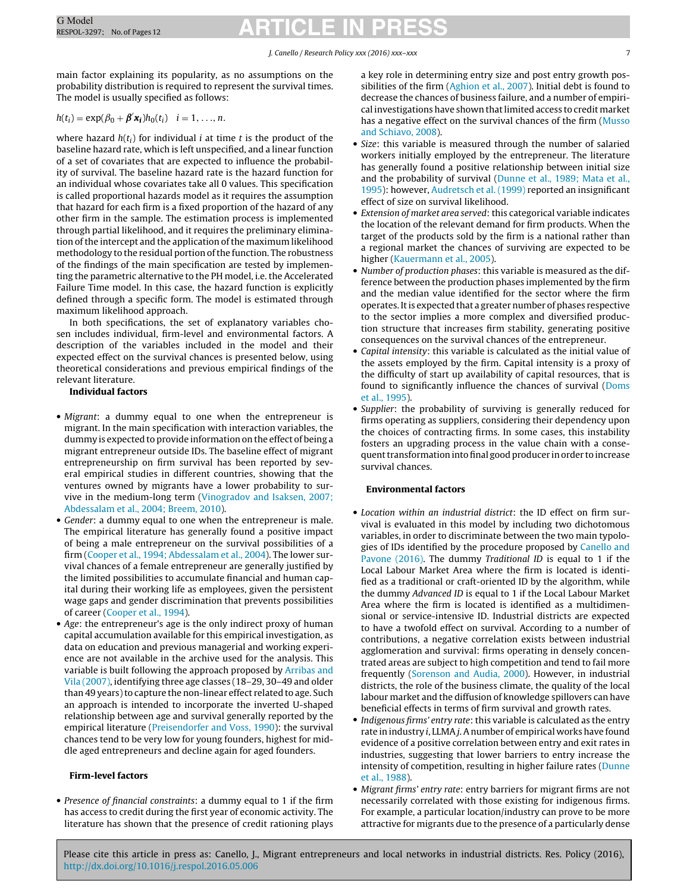main factor explaining its popularity, as no assumptions on the probability distribution is required to represent the survival times. The model is usually specified as follows:

$$h(t_i) = \exp(\beta_0 + \boldsymbol{\beta}'\boldsymbol{x_i})h_0(t_i) \quad i = 1, \ldots, n.$$

where hazard $h(t_i)$ for individual $i$ at time $t$ is the product of the baseline hazard rate, which is left unspecified, and a linear function of a set of covariates that are expected to influence the probability of survival. The baseline hazard rate is the hazard function for an individual whose covariates take all 0 values. This specification is called proportional hazards model as it requires the assumption that hazard for each firm is a fixed proportion of the hazard of any other firm in the sample. The estimation process is implemented through partial likelihood, and it requires the preliminary elimination of the intercept and the application of the maximum likelihood methodology to the residual portion of the function. The robustness of the findings of the main specification are tested by implementing the parametric alternative to the PH model, i.e. the Accelerated Failure Time model. In this case, the hazard function is explicitly defined through a specific form. The model is estimated through maximum likelihood approach.

In both specifications, the set of explanatory variables chosen includes individual, firm-level and environmental factors. A description of the variables included in the model and their expected effect on the survival chances is presented below, using theoretical considerations and previous empirical findings of the relevant literature.

**Individual factors**

- *Migrant*: a dummy equal to one when the entrepreneur is migrant. In the main specification with interaction variables, the dummy is expected to provide information on the effect of being a migrant entrepreneur outside IDs. The baseline effect of migrant entrepreneurship on firm survival has been reported by several empirical studies in different countries, showing that the ventures owned by migrants have a lower probability to survive in the medium-long term (Vinogradov and Isaksen, 2007; Abdessalam et al., 2004; Breem, 2010).
- *Gender*: a dummy equal to one when the entrepreneur is male. The empirical literature has generally found a positive impact of being a male entrepreneur on the survival possibilities of a firm (Cooper et al., 1994; Abdessalam et al., 2004). The lower survival chances of a female entrepreneur are generally justified by the limited possibilities to accumulate financial and human capital during their working life as employees, given the persistent wage gaps and gender discrimination that prevents possibilities of career (Cooper et al., 1994).
- *Age*: the entrepreneur's age is the only indirect proxy of human capital accumulation available for this empirical investigation, as data on education and previous managerial and working experience are not available in the archive used for the analysis. This variable is built following the approach proposed by Arribas and Vila (2007), identifying three age classes (18–29, 30–49 and older than 49 years) to capture the non-linear effect related to age. Such an approach is intended to incorporate the inverted U-shaped relationship between age and survival generally reported by the empirical literature (Preisendorfer and Voss, 1990): the survival chances tend to be very low for young founders, highest for middle aged entrepreneurs and decline again for aged founders.

**Firm-level factors**

- *Presence of financial constraints*: a dummy equal to 1 if the firm has access to credit during the first year of economic activity. The literature has shown that the presence of credit rationing plays a key role in determining entry size and post entry growth possibilities of the firm (Aghion et al., 2007). Initial debt is found to decrease the chances of business failure, and a number of empirical investigations have shown that limited access to credit market has a negative effect on the survival chances of the firm (Musso and Schiavo, 2008).
- *Size*: this variable is measured through the number of salaried workers initially employed by the entrepreneur. The literature has generally found a positive relationship between initial size and the probability of survival (Dunne et al., 1989; Mata et al., 1995): however, Audretsch et al. (1999) reported an insignificant effect of size on survival likelihood.
- *Extension of market area served*: this categorical variable indicates the location of the relevant demand for firm products. When the target of the products sold by the firm is a national rather than a regional market the chances of surviving are expected to be higher (Kauermann et al., 2005).
- *Number of production phases*: this variable is measured as the difference between the production phases implemented by the firm and the median value identified for the sector where the firm operates. It is expected that a greater number of phases respective to the sector implies a more complex and diversified production structure that increases firm stability, generating positive consequences on the survival chances of the entrepreneur.
- *Capital intensity*: this variable is calculated as the initial value of the assets employed by the firm. Capital intensity is a proxy of the difficulty of start up availability of capital resources, that is found to significantly influence the chances of survival (Doms et al., 1995).
- *Supplier*: the probability of surviving is generally reduced for firms operating as suppliers, considering their dependency upon the choices of contracting firms. In some cases, this instability fosters an upgrading process in the value chain with a consequent transformation into final good producer in order to increase survival chances.

**Environmental factors**

- *Location within an industrial district*: the ID effect on firm survival is evaluated in this model by including two dichotomous variables, in order to discriminate between the two main typologies of IDs identified by the procedure proposed by Canello and Pavone (2016). The dummy *Traditional ID* is equal to 1 if the Local Labour Market Area where the firm is located is identified as a traditional or craft-oriented ID by the algorithm, while the dummy *Advanced ID* is equal to 1 if the Local Labour Market Area where the firm is located is identified as a multidimensional or service-intensive ID. Industrial districts are expected to have a twofold effect on survival. According to a number of contributions, a negative correlation exists between industrial agglomeration and survival: firms operating in densely concentrated areas are subject to high competition and tend to fail more frequently (Sorenson and Audia, 2000). However, in industrial districts, the role of the business climate, the quality of the local labour market and the diffusion of knowledge spillovers can have beneficial effects in terms of firm survival and growth rates.
- *Indigenous firms' entry rate*: this variable is calculated as the entry rate in industry *i*, LLMA *j*. A number of empirical works have found evidence of a positive correlation between entry and exit rates in industries, suggesting that lower barriers to entry increase the intensity of competition, resulting in higher failure rates (Dunne et al., 1988).
- *Migrant firms' entry rate*: entry barriers for migrant firms are not necessarily correlated with those existing for indigenous firms. For example, a particular location/industry can prove to be more attractive for migrants due to the presence of a particularly dense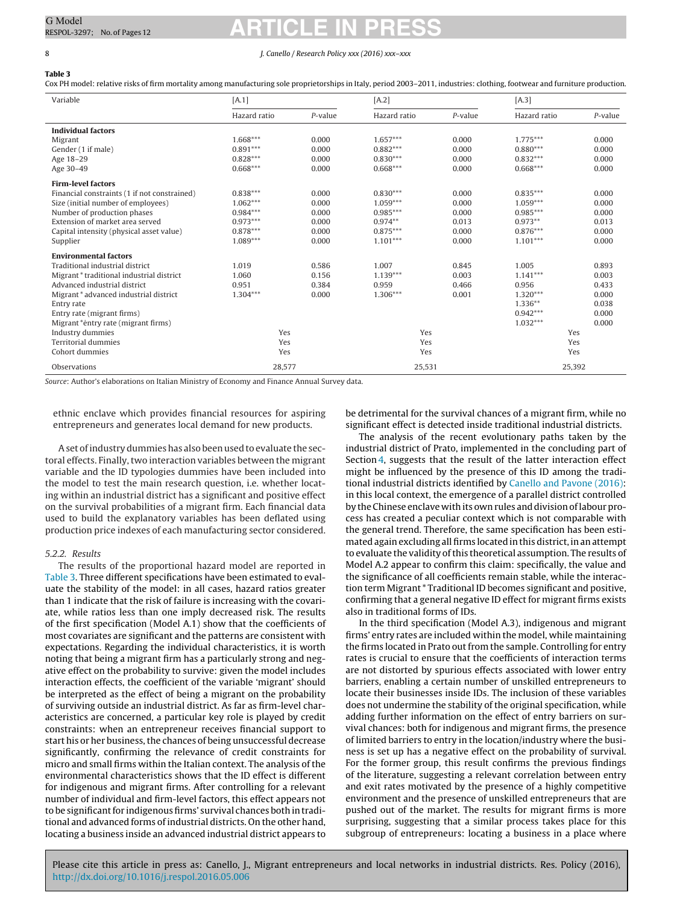**Table 3**
Cox PH model: relative risks of firm mortality among manufacturing sole proprietorships in Italy, period 2003–2011, industries: clothing, footwear and furniture production.

| Variable | [A.1] | | [A.2] | | [A.3] | |
|---|---|---|---|---|---|---|
| | Hazard ratio | *P*-value | Hazard ratio | *P*-value | Hazard ratio | *P*-value |
| **Individual factors** | | | | | | |
| Migrant | 1.668*** | 0.000 | 1.657*** | 0.000 | 1.775*** | 0.000 |
| Gender (1 if male) | 0.891*** | 0.000 | 0.882*** | 0.000 | 0.880*** | 0.000 |
| Age 18–29 | 0.828*** | 0.000 | 0.830*** | 0.000 | 0.832*** | 0.000 |
| Age 30–49 | 0.668*** | 0.000 | 0.668*** | 0.000 | 0.668*** | 0.000 |
| **Firm-level factors** | | | | | | |
| Financial constraints (1 if not constrained) | 0.838*** | 0.000 | 0.830*** | 0.000 | 0.835*** | 0.000 |
| Size (initial number of employees) | 1.062*** | 0.000 | 1.059*** | 0.000 | 1.059*** | 0.000 |
| Number of production phases | 0.984*** | 0.000 | 0.985*** | 0.000 | 0.985*** | 0.000 |
| Extension of market area served | 0.973*** | 0.000 | 0.974** | 0.013 | 0.973** | 0.013 |
| Capital intensity (physical asset value) | 0.878*** | 0.000 | 0.875*** | 0.000 | 0.876*** | 0.000 |
| Supplier | 1.089*** | 0.000 | 1.101*** | 0.000 | 1.101*** | 0.000 |
| **Environmental factors** | | | | | | |
| Traditional industrial district | 1.019 | 0.586 | 1.007 | 0.845 | 1.005 | 0.893 |
| Migrant * traditional industrial district | 1.060 | 0.156 | 1.139*** | 0.003 | 1.141*** | 0.003 |
| Advanced industrial district | 0.951 | 0.384 | 0.959 | 0.466 | 0.956 | 0.433 |
| Migrant * advanced industrial district | 1.304*** | 0.000 | 1.306*** | 0.001 | 1.320*** | 0.000 |
| Entry rate | | | | | 1.336** | 0.038 |
| Entry rate (migrant firms) | | | | | 0.942*** | 0.000 |
| Migrant *entry rate (migrant firms) | | | | | 1.032*** | 0.000 |
| Industry dummies | Yes | | Yes | | Yes | |
| Territorial dummies | Yes | | Yes | | Yes | |
| Cohort dummies | Yes | | Yes | | Yes | |
| Observations | 28,577 | | 25,531 | | 25,392 | |

*Source*: Author's elaborations on Italian Ministry of Economy and Finance Annual Survey data.

ethnic enclave which provides financial resources for aspiring entrepreneurs and generates local demand for new products.

A set of industry dummies has also been used to evaluate the sectoral effects. Finally, two interaction variables between the migrant variable and the ID typologies dummies have been included into the model to test the main research question, i.e. whether locating within an industrial district has a significant and positive effect on the survival probabilities of a migrant firm. Each financial data used to build the explanatory variables has been deflated using production price indexes of each manufacturing sector considered.

### 5.2.2. Results

The results of the proportional hazard model are reported in Table 3. Three different specifications have been estimated to evaluate the stability of the model: in all cases, hazard ratios greater than 1 indicate that the risk of failure is increasing with the covariate, while ratios less than one imply decreased risk. The results of the first specification (Model A.1) show that the coefficients of most covariates are significant and the patterns are consistent with expectations. Regarding the individual characteristics, it is worth noting that being a migrant firm has a particularly strong and negative effect on the probability to survive: given the model includes interaction effects, the coefficient of the variable 'migrant' should be interpreted as the effect of being a migrant on the probability of surviving outside an industrial district. As far as firm-level characteristics are concerned, a particular key role is played by credit constraints: when an entrepreneur receives financial support to start his or her business, the chances of being unsuccessful decrease significantly, confirming the relevance of credit constraints for micro and small firms within the Italian context. The analysis of the environmental characteristics shows that the ID effect is different for indigenous and migrant firms. After controlling for a relevant number of individual and firm-level factors, this effect appears not to be significant for indigenous firms' survival chances both in traditional and advanced forms of industrial districts. On the other hand, locating a business inside an advanced industrial district appears to be detrimental for the survival chances of a migrant firm, while no significant effect is detected inside traditional industrial districts.

The analysis of the recent evolutionary paths taken by the industrial district of Prato, implemented in the concluding part of Section 4, suggests that the result of the latter interaction effect might be influenced by the presence of this ID among the traditional industrial districts identified by Canello and Pavone (2016): in this local context, the emergence of a parallel district controlled by the Chinese enclave with its own rules and division of labour process has created a peculiar context which is not comparable with the general trend. Therefore, the same specification has been estimated again excluding all firms located in this district, in an attempt to evaluate the validity of this theoretical assumption. The results of Model A.2 appear to confirm this claim: specifically, the value and the significance of all coefficients remain stable, while the interaction term Migrant * Traditional ID becomes significant and positive, confirming that a general negative ID effect for migrant firms exists also in traditional forms of IDs.

In the third specification (Model A.3), indigenous and migrant firms' entry rates are included within the model, while maintaining the firms located in Prato out from the sample. Controlling for entry rates is crucial to ensure that the coefficients of interaction terms are not distorted by spurious effects associated with lower entry barriers, enabling a certain number of unskilled entrepreneurs to locate their businesses inside IDs. The inclusion of these variables does not undermine the stability of the original specification, while adding further information on the effect of entry barriers on survival chances: both for indigenous and migrant firms, the presence of limited barriers to entry in the location/industry where the business is set up has a negative effect on the probability of survival. For the former group, this result confirms the previous findings of the literature, suggesting a relevant correlation between entry and exit rates motivated by the presence of a highly competitive environment and the presence of unskilled entrepreneurs that are pushed out of the market. The results for migrant firms is more surprising, suggesting that a similar process takes place for this subgroup of entrepreneurs: locating a business in a place where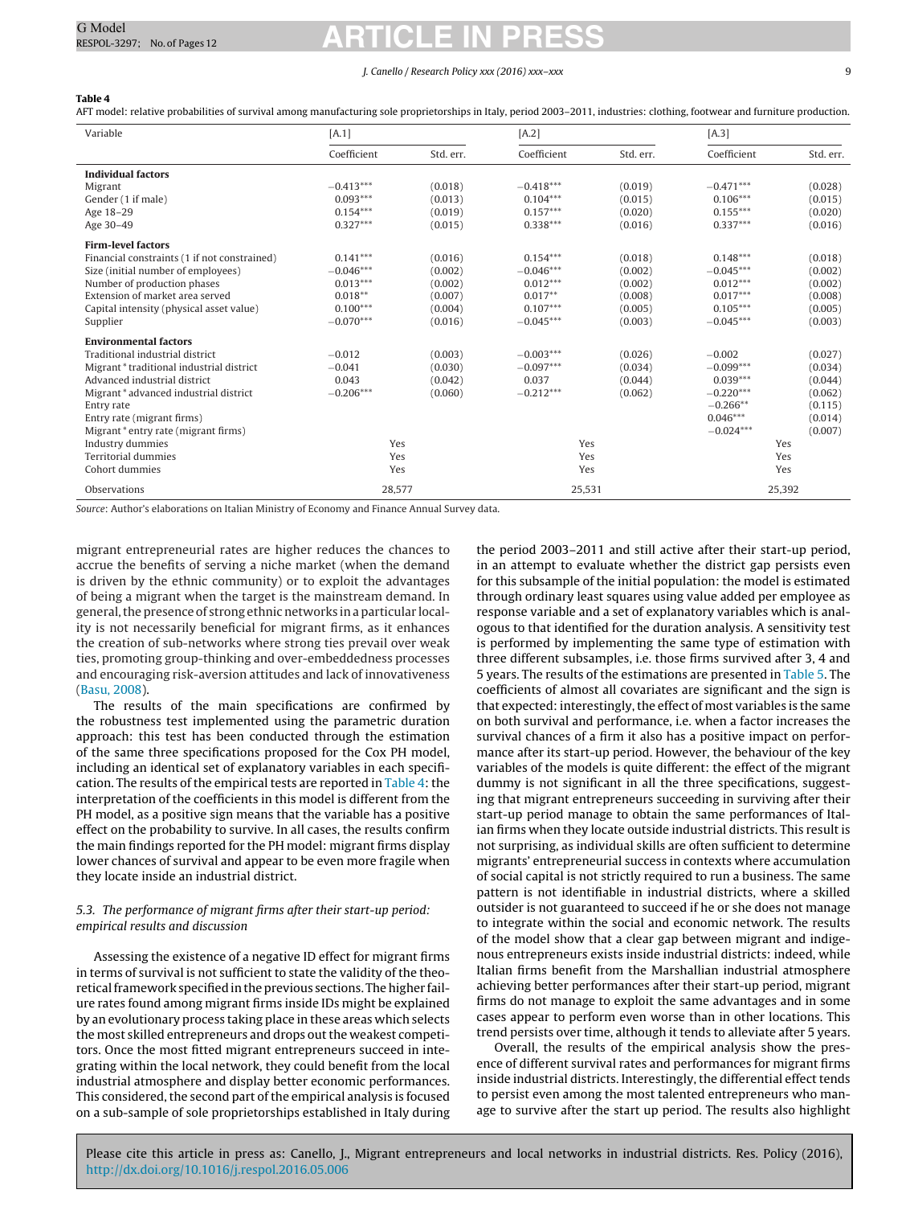**Table 4**
AFT model: relative probabilities of survival among manufacturing sole proprietorships in Italy, period 2003–2011, industries: clothing, footwear and furniture production.

| Variable | [A.1] | | [A.2] | | [A.3] | |
|---|---|---|---|---|---|---|
| | Coefficient | Std. err. | Coefficient | Std. err. | Coefficient | Std. err. |
| **Individual factors** | | | | | | |
| Migrant | −0.413*** | (0.018) | −0.418*** | (0.019) | −0.471*** | (0.028) |
| Gender (1 if male) | 0.093*** | (0.013) | 0.104*** | (0.015) | 0.106*** | (0.015) |
| Age 18–29 | 0.154*** | (0.019) | 0.157*** | (0.020) | 0.155*** | (0.020) |
| Age 30–49 | 0.327*** | (0.015) | 0.338*** | (0.016) | 0.337*** | (0.016) |
| **Firm-level factors** | | | | | | |
| Financial constraints (1 if not constrained) | 0.141*** | (0.016) | 0.154*** | (0.018) | 0.148*** | (0.018) |
| Size (initial number of employees) | −0.046*** | (0.002) | −0.046*** | (0.002) | −0.045*** | (0.002) |
| Number of production phases | 0.013*** | (0.002) | 0.012*** | (0.002) | 0.012*** | (0.002) |
| Extension of market area served | 0.018** | (0.007) | 0.017** | (0.008) | 0.017** | (0.008) |
| Capital intensity (physical asset value) | 0.100*** | (0.004) | 0.107*** | (0.005) | 0.105*** | (0.005) |
| Supplier | −0.070*** | (0.016) | −0.045*** | (0.003) | −0.045*** | (0.003) |
| **Environmental factors** | | | | | | |
| Traditional industrial district | −0.012 | (0.003) | −0.003*** | (0.026) | −0.002 | (0.027) |
| Migrant * traditional industrial district | −0.041 | (0.030) | −0.097*** | (0.034) | −0.099*** | (0.034) |
| Advanced industrial district | 0.043 | (0.042) | 0.037 | (0.044) | 0.039*** | (0.044) |
| Migrant * advanced industrial district | −0.206*** | (0.060) | −0.212*** | (0.062) | −0.220*** | (0.062) |
| Entry rate | | | | | −0.266** | (0.115) |
| Entry rate (migrant firms) | | | | | 0.046*** | (0.014) |
| Migrant * entry rate (migrant firms) | | | | | −0.024*** | (0.007) |
| Industry dummies | Yes | | Yes | | Yes | |
| Territorial dummies | Yes | | Yes | | Yes | |
| Cohort dummies | Yes | | Yes | | Yes | |
| Observations | 28,577 | | 25,531 | | 25,392 | |

*Source*: Author's elaborations on Italian Ministry of Economy and Finance Annual Survey data.

migrant entrepreneurial rates are higher reduces the chances to accrue the benefits of serving a niche market (when the demand is driven by the ethnic community) or to exploit the advantages of being a migrant when the target is the mainstream demand. In general, the presence of strong ethnic networks in a particular locality is not necessarily beneficial for migrant firms, as it enhances the creation of sub-networks where strong ties prevail over weak ties, promoting group-thinking and over-embeddedness processes and encouraging risk-aversion attitudes and lack of innovativeness (Basu, 2008).

The results of the main specifications are confirmed by the robustness test implemented using the parametric duration approach: this test has been conducted through the estimation of the same three specifications proposed for the Cox PH model, including an identical set of explanatory variables in each specification. The results of the empirical tests are reported in Table 4: the interpretation of the coefficients in this model is different from the PH model, as a positive sign means that the variable has a positive effect on the probability to survive. In all cases, the results confirm the main findings reported for the PH model: migrant firms display lower chances of survival and appear to be even more fragile when they locate inside an industrial district.

### 5.3. The performance of migrant firms after their start-up period: empirical results and discussion

Assessing the existence of a negative ID effect for migrant firms in terms of survival is not sufficient to state the validity of the theoretical framework specified in the previous sections. The higher failure rates found among migrant firms inside IDs might be explained by an evolutionary process taking place in these areas which selects the most skilled entrepreneurs and drops out the weakest competitors. Once the most fitted migrant entrepreneurs succeed in integrating within the local network, they could benefit from the local industrial atmosphere and display better economic performances. This considered, the second part of the empirical analysis is focused on a sub-sample of sole proprietorships established in Italy during the period 2003–2011 and still active after their start-up period, in an attempt to evaluate whether the district gap persists even for this subsample of the initial population: the model is estimated through ordinary least squares using value added per employee as response variable and a set of explanatory variables which is analogous to that identified for the duration analysis. A sensitivity test is performed by implementing the same type of estimation with three different subsamples, i.e. those firms survived after 3, 4 and 5 years. The results of the estimations are presented in Table 5. The coefficients of almost all covariates are significant and the sign is that expected: interestingly, the effect of most variables is the same on both survival and performance, i.e. when a factor increases the survival chances of a firm it also has a positive impact on performance after its start-up period. However, the behaviour of the key variables of the models is quite different: the effect of the migrant dummy is not significant in all the three specifications, suggesting that migrant entrepreneurs succeeding in surviving after their start-up period manage to obtain the same performances of Italian firms when they locate outside industrial districts. This result is not surprising, as individual skills are often sufficient to determine migrants' entrepreneurial success in contexts where accumulation of social capital is not strictly required to run a business. The same pattern is not identifiable in industrial districts, where a skilled outsider is not guaranteed to succeed if he or she does not manage to integrate within the social and economic network. The results of the model show that a clear gap between migrant and indigenous entrepreneurs exists inside industrial districts: indeed, while Italian firms benefit from the Marshallian industrial atmosphere achieving better performances after their start-up period, migrant firms do not manage to exploit the same advantages and in some cases appear to perform even worse than in other locations. This trend persists over time, although it tends to alleviate after 5 years.

Overall, the results of the empirical analysis show the presence of different survival rates and performances for migrant firms inside industrial districts. Interestingly, the differential effect tends to persist even among the most talented entrepreneurs who manage to survive after the start up period. The results also highlight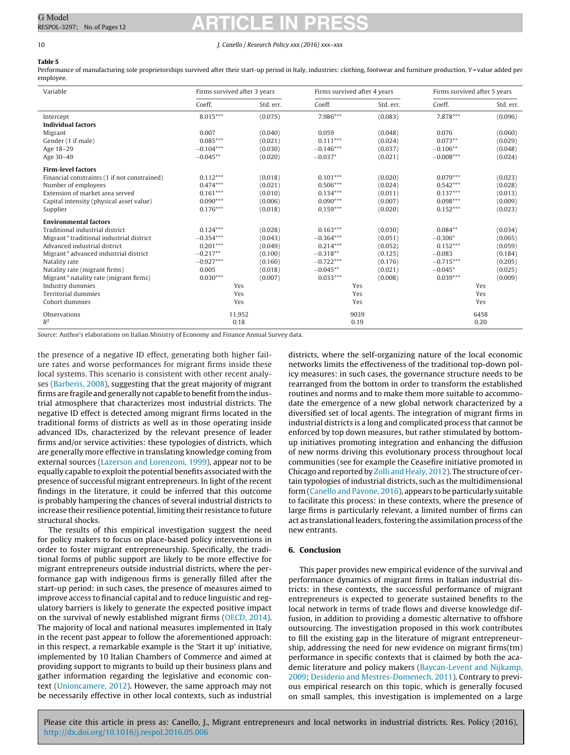**Table 5**
Performance of manufacturing sole proprietorships survived after their start-up period in Italy, industries: clothing, footwear and furniture production, $Y$ = value added per employee.

| Variable | Firms survived after 3 years | | Firms survived after 4 years | | Firms survived after 5 years | |
|---|---|---|---|---|---|---|
| | Coeff. | Std. err. | Coeff. | Std. err. | Coeff. | Std. err. |
| Intercept | 8.015*** | (0.075) | 7.986*** | (0.083) | 7.878*** | (0.096) |
| **Individual factors** | | | | | | |
| Migrant | 0.007 | (0.040) | 0.059 | (0.048) | 0.076 | (0.060) |
| Gender (1 if male) | 0.085*** | (0.021) | 0.111*** | (0.024) | 0.073** | (0.029) |
| Age 18–29 | −0.104*** | (0.030) | −0.146*** | (0.037) | −0.106** | (0.048) |
| Age 30–49 | −0.045** | (0.020) | −0.037* | (0.021) | −0.008*** | (0.024) |
| **Firm-level factors** | | | | | | |
| Financial constraints (1 if not constrained) | 0.112*** | (0.018) | 0.101*** | (0.020) | 0.079*** | (0.023) |
| Number of employees | 0.474*** | (0.021) | 0.506*** | (0.024) | 0.542*** | (0.028) |
| Extension of market area served | 0.161*** | (0.010) | 0.134*** | (0.011) | 0.137*** | (0.013) |
| Capital intensity (physical asset value) | 0.090*** | (0.006) | 0.090*** | (0.007) | 0.098*** | (0.009) |
| Supplier | 0.176*** | (0.018) | 0.159*** | (0.020) | 0.152*** | (0.023) |
| **Environmental factors** | | | | | | |
| Traditional industrial district | 0.124*** | (0.028) | 0.163*** | (0.030) | 0.084** | (0.034) |
| Migrant * traditional industrial district | −0.354*** | (0.043) | −0.364*** | (0.051) | −0.306* | (0.065) |
| Advanced industrial district | 0.201*** | (0.049) | 0.214*** | (0.052) | 0.152*** | (0.059) |
| Migrant * advanced industrial district | −0.217** | (0.100) | −0.318** | (0.125) | −0.083 | (0.184) |
| Natality rate | −0.927*** | (0.160) | −0.722*** | (0.176) | −0.715*** | (0.205) |
| Natality rate (migrant firms) | 0.005 | (0.018) | −0.045** | (0.021) | −0.045* | (0.025) |
| Migrant * natality rate (migrant firms) | 0.030*** | (0.007) | 0.033*** | (0.008) | 0.039*** | (0.009) |
| Industry dummies | Yes | | Yes | | Yes | |
| Territorial dummies | Yes | | Yes | | Yes | |
| Cohort dummies | Yes | | Yes | | Yes | |
| Observations | 11,952 | | 9039 | | 6458 | |
| $R^2$ | 0.18 | | 0.19 | | 0.20 | |

*Source*: Author's elaborations on Italian Ministry of Economy and Finance Annual Survey data.

the presence of a negative ID effect, generating both higher failure rates and worse performances for migrant firms inside these local systems. This scenario is consistent with other recent analyses (Barberis, 2008), suggesting that the great majority of migrant firms are fragile and generally not capable to benefit from the industrial atmosphere that characterizes most industrial districts. The negative ID effect is detected among migrant firms located in the traditional forms of districts as well as in those operating inside advanced IDs, characterized by the relevant presence of leader firms and/or service activities: these typologies of districts, which are generally more effective in translating knowledge coming from external sources (Lazerson and Lorenzoni, 1999), appear not to be equally capable to exploit the potential benefits associated with the presence of successful migrant entrepreneurs. In light of the recent findings in the literature, it could be inferred that this outcome is probably hampering the chances of several industrial districts to increase their resilience potential, limiting their resistance to future structural shocks.

The results of this empirical investigation suggest the need for policy makers to focus on place-based policy interventions in order to foster migrant entrepreneurship. Specifically, the traditional forms of public support are likely to be more effective for migrant entrepreneurs outside industrial districts, where the performance gap with indigenous firms is generally filled after the start-up period: in such cases, the presence of measures aimed to improve access to financial capital and to reduce linguistic and regulatory barriers is likely to generate the expected positive impact on the survival of newly established migrant firms (OECD, 2014). The majority of local and national measures implemented in Italy in the recent past appear to follow the aforementioned approach: in this respect, a remarkable example is the 'Start it up' initiative, implemented by 10 Italian Chambers of Commerce and aimed at providing support to migrants to build up their business plans and gather information regarding the legislative and economic context (Unioncamere, 2012). However, the same approach may not be necessarily effective in other local contexts, such as industrial districts, where the self-organizing nature of the local economic networks limits the effectiveness of the traditional top-down policy measures: in such cases, the governance structure needs to be rearranged from the bottom in order to transform the established routines and norms and to make them more suitable to accommodate the emergence of a new global network characterized by a diversified set of local agents. The integration of migrant firms in industrial districts is a long and complicated process that cannot be enforced by top down measures, but rather stimulated by bottom-up initiatives promoting integration and enhancing the diffusion of new norms driving this evolutionary process throughout local communities (see for example the Ceasefire initiative promoted in Chicago and reported by Zolli and Healy, 2012). The structure of certain typologies of industrial districts, such as the multidimensional form (Canello and Pavone, 2016), appears to be particularly suitable to facilitate this process: in these contexts, where the presence of large firms is particularly relevant, a limited number of firms can act as translational leaders, fostering the assimilation process of the new entrants.

## 6. Conclusion

This paper provides new empirical evidence of the survival and performance dynamics of migrant firms in Italian industrial districts: in these contexts, the successful performance of migrant entrepreneurs is expected to generate sustained benefits to the local network in terms of trade flows and diverse knowledge diffusion, in addition to providing a domestic alternative to offshore outsourcing. The investigation proposed in this work contributes to fill the existing gap in the literature of migrant entrepreneurship, addressing the need for new evidence on migrant firms(tm) performance in specific contexts that is claimed by both the academic literature and policy makers (Baycan-Levent and Nijkamp, 2009; Desiderio and Mestres-Domenech, 2011). Contrary to previous empirical research on this topic, which is generally focused on small samples, this investigation is implemented on a large

Please cite this article in press as: Canello, J., Migrant entrepreneurs and local networks in industrial districts. Res. Policy (2016), http://dx.doi.org/10.1016/j.respol.2016.05.006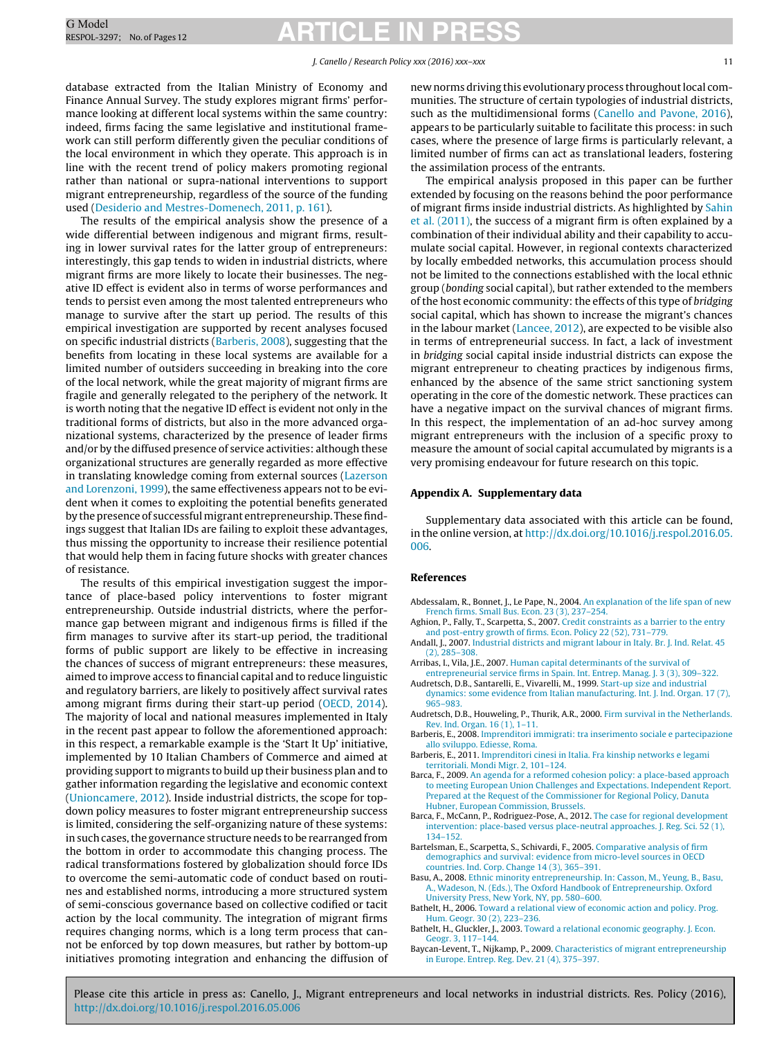database extracted from the Italian Ministry of Economy and Finance Annual Survey. The study explores migrant firms' performance looking at different local systems within the same country: indeed, firms facing the same legislative and institutional framework can still perform differently given the peculiar conditions of the local environment in which they operate. This approach is in line with the recent trend of policy makers promoting regional rather than national or supra-national interventions to support migrant entrepreneurship, regardless of the source of the funding used (Desiderio and Mestres-Domenech, 2011, p. 161).

The results of the empirical analysis show the presence of a wide differential between indigenous and migrant firms, resulting in lower survival rates for the latter group of entrepreneurs: interestingly, this gap tends to widen in industrial districts, where migrant firms are more likely to locate their businesses. The negative ID effect is evident also in terms of worse performances and tends to persist even among the most talented entrepreneurs who manage to survive after the start up period. The results of this empirical investigation are supported by recent analyses focused on specific industrial districts (Barberis, 2008), suggesting that the benefits from locating in these local systems are available for a limited number of outsiders succeeding in breaking into the core of the local network, while the great majority of migrant firms are fragile and generally relegated to the periphery of the network. It is worth noting that the negative ID effect is evident not only in the traditional forms of districts, but also in the more advanced organizational systems, characterized by the presence of leader firms and/or by the diffused presence of service activities: although these organizational structures are generally regarded as more effective in translating knowledge coming from external sources (Lazerson and Lorenzoni, 1999), the same effectiveness appears not to be evident when it comes to exploiting the potential benefits generated by the presence of successful migrant entrepreneurship. These findings suggest that Italian IDs are failing to exploit these advantages, thus missing the opportunity to increase their resilience potential that would help them in facing future shocks with greater chances of resistance.

The results of this empirical investigation suggest the importance of place-based policy interventions to foster migrant entrepreneurship. Outside industrial districts, where the performance gap between migrant and indigenous firms is filled if the firm manages to survive after its start-up period, the traditional forms of public support are likely to be effective in increasing the chances of success of migrant entrepreneurs: these measures, aimed to improve access to financial capital and to reduce linguistic and regulatory barriers, are likely to positively affect survival rates among migrant firms during their start-up period (OECD, 2014). The majority of local and national measures implemented in Italy in the recent past appear to follow the aforementioned approach: in this respect, a remarkable example is the 'Start It Up' initiative, implemented by 10 Italian Chambers of Commerce and aimed at providing support to migrants to build up their business plan and to gather information regarding the legislative and economic context (Unioncamere, 2012). Inside industrial districts, the scope for top-down policy measures to foster migrant entrepreneurship success is limited, considering the self-organizing nature of these systems: in such cases, the governance structure needs to be rearranged from the bottom in order to accommodate this changing process. The radical transformations fostered by globalization should force IDs to overcome the semi-automatic code of conduct based on routines and established norms, introducing a more structured system of semi-conscious governance based on collective codified or tacit action by the local community. The integration of migrant firms requires changing norms, which is a long term process that cannot be enforced by top down measures, but rather by bottom-up initiatives promoting integration and enhancing the diffusion of new norms driving this evolutionary process throughout local communities. The structure of certain typologies of industrial districts, such as the multidimensional forms (Canello and Pavone, 2016), appears to be particularly suitable to facilitate this process: in such cases, where the presence of large firms is particularly relevant, a limited number of firms can act as translational leaders, fostering the assimilation process of the entrants.

The empirical analysis proposed in this paper can be further extended by focusing on the reasons behind the poor performance of migrant firms inside industrial districts. As highlighted by Sahin et al. (2011), the success of a migrant firm is often explained by a combination of their individual ability and their capability to accumulate social capital. However, in regional contexts characterized by locally embedded networks, this accumulation process should not be limited to the connections established with the local ethnic group (*bonding* social capital), but rather extended to the members of the host economic community: the effects of this type of *bridging* social capital, which has shown to increase the migrant's chances in the labour market (Lancee, 2012), are expected to be visible also in terms of entrepreneurial success. In fact, a lack of investment in *bridging* social capital inside industrial districts can expose the migrant entrepreneur to cheating practices by indigenous firms, enhanced by the absence of the same strict sanctioning system operating in the core of the domestic network. These practices can have a negative impact on the survival chances of migrant firms. In this respect, the implementation of an ad-hoc survey among migrant entrepreneurs with the inclusion of a specific proxy to measure the amount of social capital accumulated by migrants is a very promising endeavour for future research on this topic.

## Appendix A. Supplementary data

Supplementary data associated with this article can be found, in the online version, at http://dx.doi.org/10.1016/j.respol.2016.05.006.

## References

Abdessalam, R., Bonnet, J., Le Pape, N., 2004. An explanation of the life span of new French firms. Small Bus. Econ. 23 (3), 237–254.

Aghion, P., Fally, T., Scarpetta, S., 2007. Credit constraints as a barrier to the entry and post-entry growth of firms. Econ. Policy 22 (52), 731–779.

Andall, J., 2007. Industrial districts and migrant labour in Italy. Br. J. Ind. Relat. 45 (2), 285–308.

Arribas, I., Vila, J.E., 2007. Human capital determinants of the survival of entrepreneurial service firms in Spain. Int. Entrep. Manag. J. 3 (3), 309–322.

Audretsch, D.B., Santarelli, E., Vivarelli, M., 1999. Start-up size and industrial dynamics: some evidence from Italian manufacturing. Int. J. Ind. Organ. 17 (7), 965–983.

Audretsch, D.B., Houweling, P., Thurik, A.R., 2000. Firm survival in the Netherlands. Rev. Ind. Organ. 16 (1), 1–11.

Barberis, E., 2008. Imprenditori immigrati: tra inserimento sociale e partecipazione allo sviluppo. Ediesse, Roma.

Barberis, E., 2011. Imprenditori cinesi in Italia. Fra kinship networks e legami territoriali. Mondi Migr. 2, 101–124.

Barca, F., 2009. An agenda for a reformed cohesion policy: a place-based approach to meeting European Union Challenges and Expectations. Independent Report. Prepared at the Request of the Commissioner for Regional Policy, Danuta Hubner, European Commission, Brussels.

Barca, F., McCann, P., Rodriguez-Pose, A., 2012. The case for regional development intervention: place-based versus place-neutral approaches. J. Reg. Sci. 52 (1), 134–152.

Bartelsman, E., Scarpetta, S., Schivardi, F., 2005. Comparative analysis of firm demographics and survival: evidence from micro-level sources in OECD countries. Ind. Corp. Change 14 (3), 365–391.

Basu, A., 2008. Ethnic minority entrepreneurship. In: Casson, M., Yeung, B., Basu, A., Wadeson, N. (Eds.), The Oxford Handbook of Entrepreneurship. Oxford University Press, New York, NY, pp. 580–600.

Bathelt, H., 2006. Toward a relational view of economic action and policy. Prog. Hum. Geogr. 30 (2), 223–236.

Bathelt, H., Gluckler, J., 2003. Toward a relational economic geography. J. Econ. Geogr. 3, 117–144.

Baycan-Levent, T., Nijkamp, P., 2009. Characteristics of migrant entrepreneurship in Europe. Entrep. Reg. Dev. 21 (4), 375–397.

Please cite this article in press as: Canello, J., Migrant entrepreneurs and local networks in industrial districts. Res. Policy (2016), http://dx.doi.org/10.1016/j.respol.2016.05.006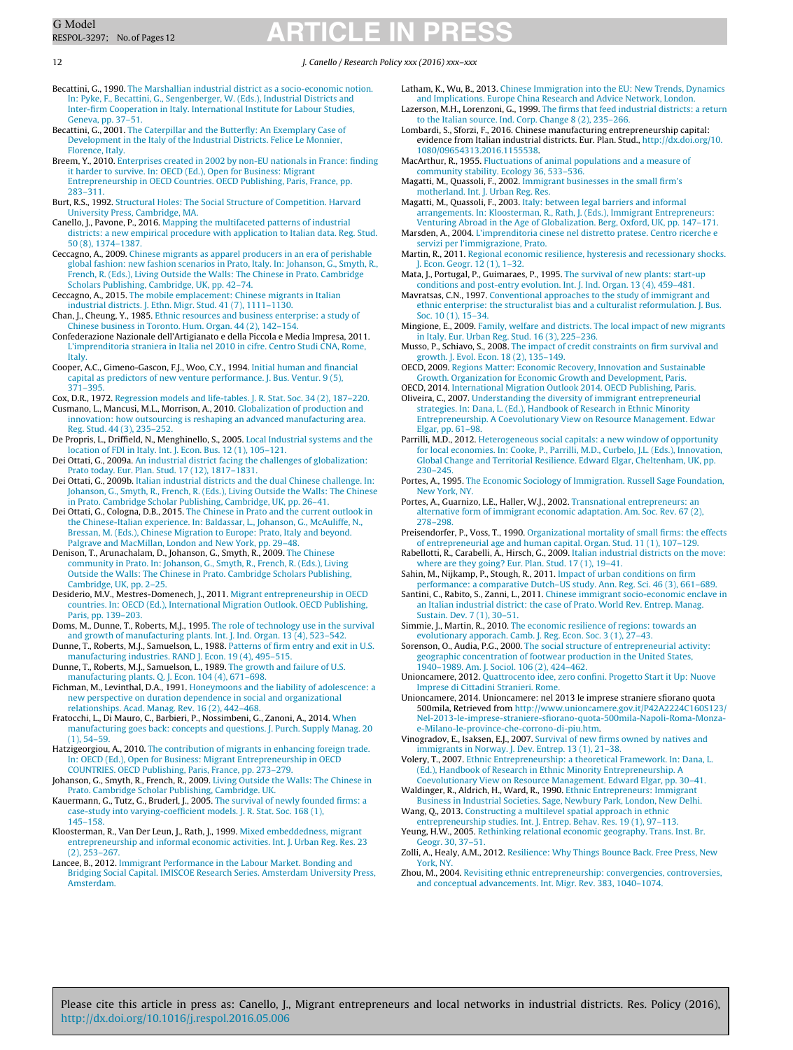Becattini, G., 1990. The Marshallian industrial district as a socio-economic notion. In: Pyke, F., Becattini, G., Sengenberger, W. (Eds.), Industrial Districts and Inter-firm Cooperation in Italy. International Institute for Labour Studies, Geneva, pp. 37–51.

Becattini, G., 2001. The Caterpillar and the Butterfly: An Exemplary Case of Development in the Italy of the Industrial Districts. Felice Le Monnier, Florence, Italy.

Breem, Y., 2010. Enterprises created in 2002 by non-EU nationals in France: finding it harder to survive. In: OECD (Ed.), Open for Business: Migrant Entrepreneurship in OECD Countries. OECD Publishing, Paris, France, pp. 283–311.

Burt, R.S., 1992. Structural Holes: The Social Structure of Competition. Harvard University Press, Cambridge, MA.

Canello, J., Pavone, P., 2016. Mapping the multifaceted patterns of industrial districts: a new empirical procedure with application to Italian data. Reg. Stud. 50 (8), 1374–1387.

Ceccagno, A., 2009. Chinese migrants as apparel producers in an era of perishable global fashion: new fashion scenarios in Prato, Italy. In: Johanson, G., Smyth, R., French, R. (Eds.), Living Outside the Walls: The Chinese in Prato. Cambridge Scholars Publishing, Cambridge, UK, pp. 42–74.

Ceccagno, A., 2015. The mobile emplacement: Chinese migrants in Italian industrial districts. J. Ethn. Migr. Stud. 41 (7), 1111–1130.

Chan, J., Cheung, Y., 1985. Ethnic resources and business enterprise: a study of Chinese business in Toronto. Hum. Organ. 44 (2), 142–154.

Confederazione Nazionale dell'Artigianato e della Piccola e Media Impresa, 2011. L'imprenditoria straniera in Italia nel 2010 in cifre. Centro Studi CNA, Rome, Italy.

Cooper, A.C., Gimeno-Gascon, F.J., Woo, C.Y., 1994. Initial human and financial capital as predictors of new venture performance. J. Bus. Ventur. 9 (5), 371–395.

Cox, D.R., 1972. Regression models and life-tables. J. R. Stat. Soc. 34 (2), 187–220.

Cusmano, L., Mancusi, M.L., Morrison, A., 2010. Globalization of production and innovation: how outsourcing is reshaping an advanced manufacturing area. Reg. Stud. 44 (3), 235–252.

De Propris, L., Driffield, N., Menghinello, S., 2005. Local Industrial systems and the location of FDI in Italy. Int. J. Econ. Bus. 12 (1), 105–121.

Dei Ottati, G., 2009a. An industrial district facing the challenges of globalization: Prato today. Eur. Plan. Stud. 17 (12), 1817–1831.

Dei Ottati, G., 2009b. Italian industrial districts and the dual Chinese challenge. In: Johanson, G., Smyth, R., French, R. (Eds.), Living Outside the Walls: The Chinese in Prato. Cambridge Scholar Publishing, Cambridge, UK, pp. 26–41.

Dei Ottati, G., Cologna, D.B., 2015. The Chinese in Prato and the current outlook in the Chinese-Italian experience. In: Baldassar, L., Johanson, G., McAuliffe, N., Bressan, M. (Eds.), Chinese Migration to Europe: Prato, Italy and beyond. Palgrave and MacMillan, London and New York, pp. 29–48.

Denison, T., Arunachalam, D., Johanson, G., Smyth, R., 2009. The Chinese community in Prato. In: Johanson, G., Smyth, R., French, R. (Eds.), Living Outside the Walls: The Chinese in Prato. Cambridge Scholars Publishing, Cambridge, UK, pp. 2–25.

Desiderio, M.V., Mestres-Domenech, J., 2011. Migrant entrepreneurship in OECD countries. In: OECD (Ed.), International Migration Outlook. OECD Publishing, Paris, pp. 139–203.

Doms, M., Dunne, T., Roberts, M.J., 1995. The role of technology use in the survival and growth of manufacturing plants. Int. J. Ind. Organ. 13 (4), 523–542.

Dunne, T., Roberts, M.J., Samuelson, L., 1988. Patterns of firm entry and exit in U.S. manufacturing industries. RAND J. Econ. 19 (4), 495–515.

Dunne, T., Roberts, M.J., Samuelson, L., 1989. The growth and failure of U.S. manufacturing plants. Q. J. Econ. 104 (4), 671–698.

Fichman, M., Levinthal, D.A., 1991. Honeymoons and the liability of adolescence: a new perspective on duration dependence in social and organizational relationships. Acad. Manag. Rev. 16 (2), 442–468.

Fratocchi, L., Di Mauro, C., Barbieri, P., Nossimbeni, G., Zanoni, A., 2014. When manufacturing goes back: concepts and questions. J. Purch. Supply Manag. 20 (1), 54–59.

Hatzigeorgiou, A., 2010. The contribution of migrants in enhancing foreign trade. In: OECD (Ed.), Open for Business: Migrant Entrepreneurship in OECD COUNTRIES. OECD Publishing, Paris, France, pp. 273–279.

Johanson, G., Smyth, R., French, R., 2009. Living Outside the Walls: The Chinese in Prato. Cambridge Scholar Publishing, Cambridge. UK.

Kauermann, G., Tutz, G., Bruderl, J., 2005. The survival of newly founded firms: a case-study into varying-coefficient models. J. R. Stat. Soc. 168 (1), 145–158.

Kloosterman, R., Van Der Leun, J., Rath, J., 1999. Mixed embeddedness, migrant entrepreneurship and informal economic activities. Int. J. Urban Reg. Res. 23 (2), 253–267.

Lancee, B., 2012. Immigrant Performance in the Labour Market. Bonding and Bridging Social Capital. IMISCOE Research Series. Amsterdam University Press, Amsterdam.

Latham, K., Wu, B., 2013. Chinese Immigration into the EU: New Trends, Dynamics and Implications. Europe China Research and Advice Network, London.

Lazerson, M.H., Lorenzoni, G., 1999. The firms that feed industrial districts: a return to the Italian source. Ind. Corp. Change 8 (2), 235–266.

Lombardi, S., Sforzi, F., 2016. Chinese manufacturing entrepreneurship capital: evidence from Italian industrial districts. Eur. Plan. Stud., http://dx.doi.org/10.1080/09654313.2016.1155538.

MacArthur, R., 1955. Fluctuations of animal populations and a measure of community stability. Ecology 36, 533–536.

Magatti, M., Quassoli, F., 2002. Immigrant businesses in the small firm's motherland. Int. J. Urban Reg. Res.

Magatti, M., Quassoli, F., 2003. Italy: between legal barriers and informal arrangements. In: Kloosterman, R., Rath, J. (Eds.), Immigrant Entrepreneurs: Venturing Abroad in the Age of Globalization. Berg, Oxford, UK, pp. 147–171.

Marsden, A., 2004. L'imprenditoria cinese nel distretto pratese. Centro ricerche e servizi per l'immigrazione, Prato.

Martin, R., 2011. Regional economic resilience, hysteresis and recessionary shocks. J. Econ. Geogr. 12 (1), 1–32.

Mata, J., Portugal, P., Guimaraes, P., 1995. The survival of new plants: start-up conditions and post-entry evolution. Int. J. Ind. Organ. 13 (4), 459–481.

Mavratsas, C.N., 1997. Conventional approaches to the study of immigrant and ethnic enterprise: the structuralist bias and a culturalist reformulation. J. Bus. Soc. 10 (1), 15–34.

Mingione, E., 2009. Family, welfare and districts. The local impact of new migrants in Italy. Eur. Urban Reg. Stud. 16 (3), 225–236.

Musso, P., Schiavo, S., 2008. The impact of credit constraints on firm survival and growth. J. Evol. Econ. 18 (2), 135–149.

OECD, 2009. Regions Matter: Economic Recovery, Innovation and Sustainable Growth. Organization for Economic Growth and Development, Paris.

OECD, 2014. International Migration Outlook 2014. OECD Publishing, Paris.

Oliveira, C., 2007. Understanding the diversity of immigrant entrepreneurial strategies. In: Dana, L. (Ed.), Handbook of Research in Ethnic Minority Entrepreneurship. A Coevolutionary View on Resource Management. Edwar Elgar, pp. 61–98.

Parrilli, M.D., 2012. Heterogeneous social capitals: a new window of opportunity for local economies. In: Cooke, P., Parrilli, M.D., Curbelo, J.L. (Eds.), Innovation, Global Change and Territorial Resilience. Edward Elgar, Cheltenham, UK, pp. 230–245.

Portes, A., 1995. The Economic Sociology of Immigration. Russell Sage Foundation, New York, NY.

Portes, A., Guarnizo, L.E., Haller, W.J., 2002. Transnational entrepreneurs: an alternative form of immigrant economic adaptation. Am. Soc. Rev. 67 (2), 278–298.

Preisendorfer, P., Voss, T., 1990. Organizational mortality of small firms: the effects of entrepreneurial age and human capital. Organ. Stud. 11 (1), 107–129.

Rabellotti, R., Carabelli, A., Hirsch, G., 2009. Italian industrial districts on the move: where are they going? Eur. Plan. Stud. 17 (1), 19–41.

Sahin, M., Nijkamp, P., Stough, R., 2011. Impact of urban conditions on firm performance: a comparative Dutch–US study. Ann. Reg. Sci. 46 (3), 661–689.

Santini, C., Rabito, S., Zanni, L., 2011. Chinese immigrant socio-economic enclave in an Italian industrial district: the case of Prato. World Rev. Entrep. Manag. Sustain. Dev. 7 (1), 30–51.

Simmie, J., Martin, R., 2010. The economic resilience of regions: towards an evolutionary approach. Camb. J. Reg. Econ. Soc. 3 (1), 27–43.

Sorenson, O., Audia, P.G., 2000. The social structure of entrepreneurial activity: geographic concentration of footwear production in the United States, 1940–1989. Am. J. Sociol. 106 (2), 424–462.

Unioncamere, 2012. Quattrocento idee, zero confini. Progetto Start it Up: Nuove Imprese di Cittadini Stranieri. Rome.

Unioncamere, 2014. Unioncamere: nel 2013 le imprese straniere sfiorano quota 500mila, Retrieved from http://www.unioncamere.gov.it/P42A2224C160S123/Nel-2013-le-imprese-straniere-sfiorano-quota-500mila-Napoli-Roma-Monza-e-Milano-le-province-che-corrono-di-piu.htm.

Vinogradov, E., Isaksen, E.J., 2007. Survival of new firms owned by natives and immigrants in Norway. J. Dev. Entrep. 13 (1), 21–38.

Volery, T., 2007. Ethnic Entrepreneurship: a theoretical Framework. In: Dana, L. (Ed.), Handbook of Research in Ethnic Minority Entrepreneurship. A Coevolutionary View on Resource Management. Edward Elgar, pp. 30–41.

Waldinger, R., Aldrich, H., Ward, R., 1990. Ethnic Entrepreneurs: Immigrant Business in Industrial Societies. Sage, Newbury Park, London, New Delhi.

Wang, Q., 2013. Constructing a multilevel spatial approach in ethnic entrepreneurship studies. Int. J. Entrep. Behav. Res. 19 (1), 97–113.

Yeung, H.W., 2005. Rethinking relational economic geography. Trans. Inst. Br. Geogr. 30, 37–51.

Zolli, A., Healy, A.M., 2012. Resilience: Why Things Bounce Back. Free Press, New York, NY.

Zhou, M., 2004. Revisiting ethnic entrepreneurship: convergencies, controversies, and conceptual advancements. Int. Migr. Rev. 383, 1040–1074.

Please cite this article in press as: Canello, J., Migrant entrepreneurs and local networks in industrial districts. Res. Policy (2016), http://dx.doi.org/10.1016/j.respol.2016.05.006